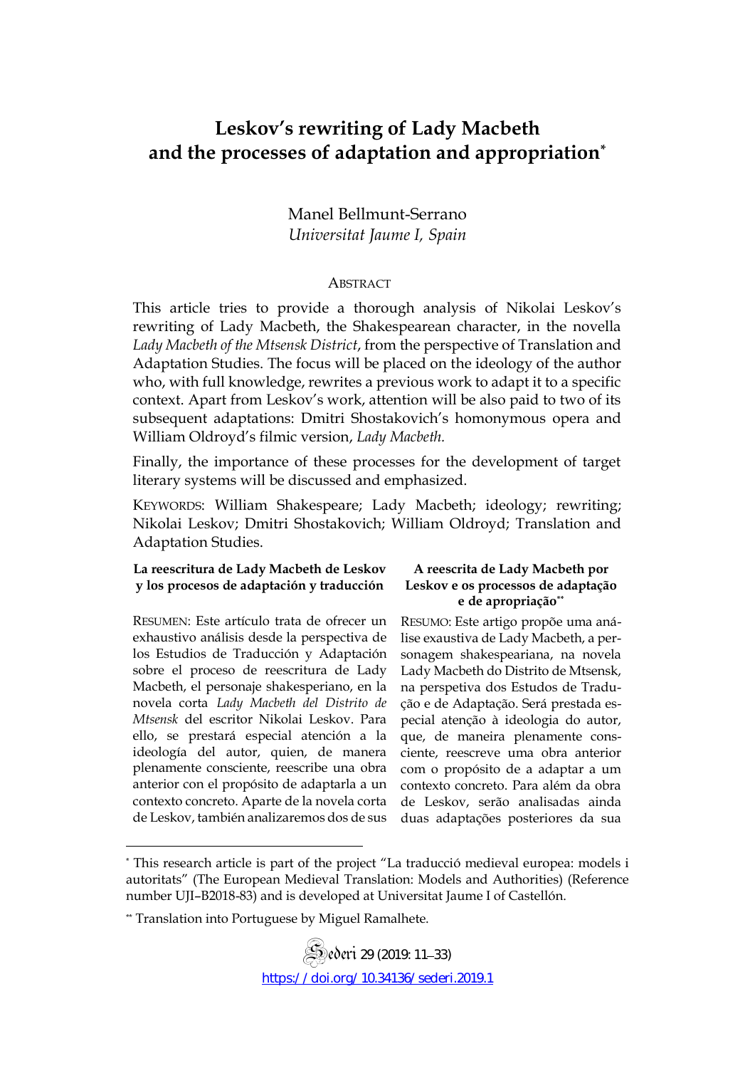# Leskov's rewriting of Lady Macbeth and the processes of adaptation and appropriation[*]

Manel Bellmunt-Serrano
*Universitat Jaume I, Spain*

## Abstract

This article tries to provide a thorough analysis of Nikolai Leskov's rewriting of Lady Macbeth, the Shakespearean character, in the novella *Lady Macbeth of the Mtsensk District*, from the perspective of Translation and Adaptation Studies. The focus will be placed on the ideology of the author who, with full knowledge, rewrites a previous work to adapt it to a specific context. Apart from Leskov's work, attention will be also paid to two of its subsequent adaptations: Dmitri Shostakovich's homonymous opera and William Oldroyd's filmic version, *Lady Macbeth.*

Finally, the importance of these processes for the development of target literary systems will be discussed and emphasized.

KEYWORDS: William Shakespeare; Lady Macbeth; ideology; rewriting; Nikolai Leskov; Dmitri Shostakovich; William Oldroyd; Translation and Adaptation Studies.

**La reescritura de Lady Macbeth de Leskov y los procesos de adaptación y traducción**

RESUMEN: Este artículo trata de ofrecer un exhaustivo análisis desde la perspectiva de los Estudios de Traducción y Adaptación sobre el proceso de reescritura de Lady Macbeth, el personaje shakesperiano, en la novela corta *Lady Macbeth del Distrito de Mtsensk* del escritor Nikolai Leskov. Para ello, se prestará especial atención a la ideología del autor, quien, de manera plenamente consciente, reescribe una obra anterior con el propósito de adaptarla a un contexto concreto. Aparte de la novela corta de Leskov, también analizaremos dos de sus

**A reescrita de Lady Macbeth por Leskov e os processos de adaptação e de apropriação[**]**

RESUMO: Este artigo propõe uma análise exaustiva de Lady Macbeth, a personagem shakespeariana, na novela Lady Macbeth do Distrito de Mtsensk, na perspetiva dos Estudos de Tradução e de Adaptação. Será prestada especial atenção à ideologia do autor, que, de maneira plenamente consciente, reescreve uma obra anterior com o propósito de a adaptar a um contexto concreto. Para além da obra de Leskov, serão analisadas ainda duas adaptações posteriores da sua

---

[*] This research article is part of the project "La traducció medieval europea: models i autoritats" (The European Medieval Translation: Models and Authorities) (Reference number UJI–B2018-83) and is developed at Universitat Jaume I of Castellón.

[**] Translation into Portuguese by Miguel Ramalhete.

https://doi.org/10.34136/sederi.2019.1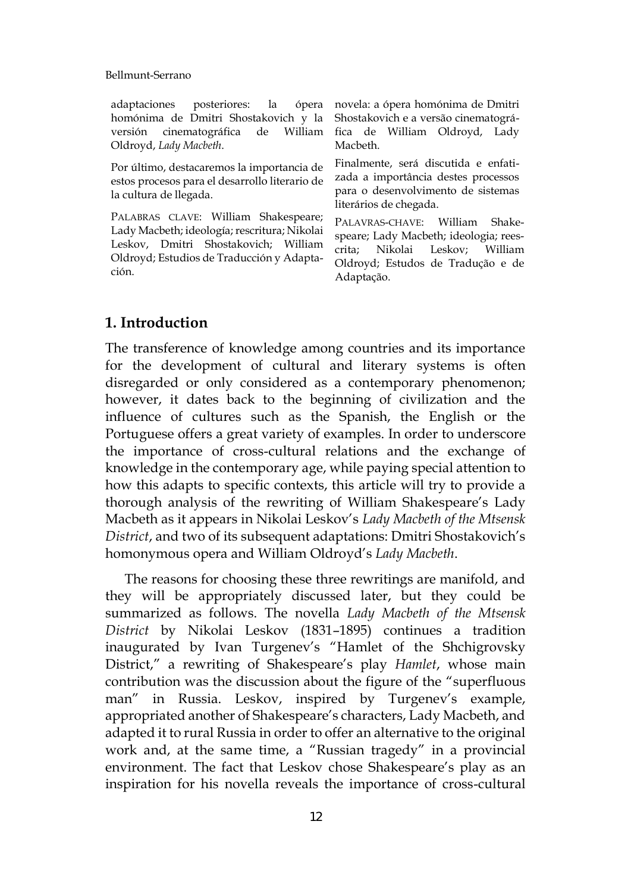adaptaciones posteriores: la ópera homónima de Dmitri Shostakovich y la versión cinematográfica de William Oldroyd, *Lady Macbeth*.

Por último, destacaremos la importancia de estos procesos para el desarrollo literario de la cultura de llegada.

PALABRAS CLAVE: William Shakespeare; Lady Macbeth; ideología; rescritura; Nikolai Leskov, Dmitri Shostakovich; William Oldroyd; Estudios de Traducción y Adaptación.

novela: a ópera homónima de Dmitri Shostakovich e a versão cinematográfica de William Oldroyd, Lady Macbeth.

Finalmente, será discutida e enfatizada a importância destes processos para o desenvolvimento de sistemas literários de chegada.

PALAVRAS-CHAVE: William Shakespeare; Lady Macbeth; ideologia; reescrita; Nikolai Leskov; William Oldroyd; Estudos de Tradução e de Adaptação.

## 1. Introduction

The transference of knowledge among countries and its importance for the development of cultural and literary systems is often disregarded or only considered as a contemporary phenomenon; however, it dates back to the beginning of civilization and the influence of cultures such as the Spanish, the English or the Portuguese offers a great variety of examples. In order to underscore the importance of cross-cultural relations and the exchange of knowledge in the contemporary age, while paying special attention to how this adapts to specific contexts, this article will try to provide a thorough analysis of the rewriting of William Shakespeare's Lady Macbeth as it appears in Nikolai Leskov's *Lady Macbeth of the Mtsensk District*, and two of its subsequent adaptations: Dmitri Shostakovich's homonymous opera and William Oldroyd's *Lady Macbeth*.

The reasons for choosing these three rewritings are manifold, and they will be appropriately discussed later, but they could be summarized as follows. The novella *Lady Macbeth of the Mtsensk District* by Nikolai Leskov (1831–1895) continues a tradition inaugurated by Ivan Turgenev's "Hamlet of the Shchigrovsky District," a rewriting of Shakespeare's play *Hamlet*, whose main contribution was the discussion about the figure of the "superfluous man" in Russia. Leskov, inspired by Turgenev's example, appropriated another of Shakespeare's characters, Lady Macbeth, and adapted it to rural Russia in order to offer an alternative to the original work and, at the same time, a "Russian tragedy" in a provincial environment. The fact that Leskov chose Shakespeare's play as an inspiration for his novella reveals the importance of cross-cultural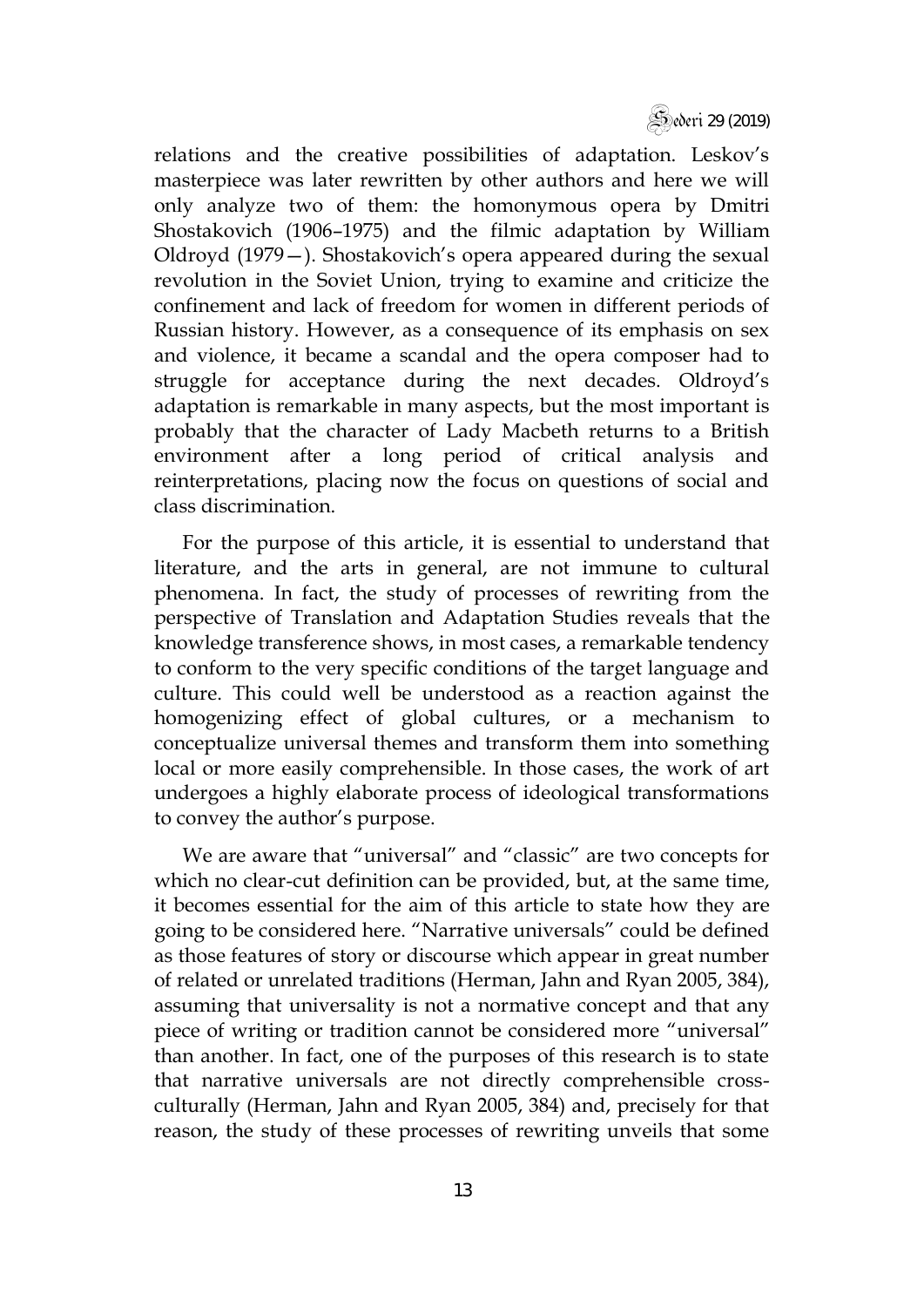relations and the creative possibilities of adaptation. Leskov's masterpiece was later rewritten by other authors and here we will only analyze two of them: the homonymous opera by Dmitri Shostakovich (1906–1975) and the filmic adaptation by William Oldroyd (1979—). Shostakovich's opera appeared during the sexual revolution in the Soviet Union, trying to examine and criticize the confinement and lack of freedom for women in different periods of Russian history. However, as a consequence of its emphasis on sex and violence, it became a scandal and the opera composer had to struggle for acceptance during the next decades. Oldroyd's adaptation is remarkable in many aspects, but the most important is probably that the character of Lady Macbeth returns to a British environment after a long period of critical analysis and reinterpretations, placing now the focus on questions of social and class discrimination.

For the purpose of this article, it is essential to understand that literature, and the arts in general, are not immune to cultural phenomena. In fact, the study of processes of rewriting from the perspective of Translation and Adaptation Studies reveals that the knowledge transference shows, in most cases, a remarkable tendency to conform to the very specific conditions of the target language and culture. This could well be understood as a reaction against the homogenizing effect of global cultures, or a mechanism to conceptualize universal themes and transform them into something local or more easily comprehensible. In those cases, the work of art undergoes a highly elaborate process of ideological transformations to convey the author's purpose.

We are aware that "universal" and "classic" are two concepts for which no clear-cut definition can be provided, but, at the same time, it becomes essential for the aim of this article to state how they are going to be considered here. "Narrative universals" could be defined as those features of story or discourse which appear in great number of related or unrelated traditions (Herman, Jahn and Ryan 2005, 384), assuming that universality is not a normative concept and that any piece of writing or tradition cannot be considered more "universal" than another. In fact, one of the purposes of this research is to state that narrative universals are not directly comprehensible cross-culturally (Herman, Jahn and Ryan 2005, 384) and, precisely for that reason, the study of these processes of rewriting unveils that some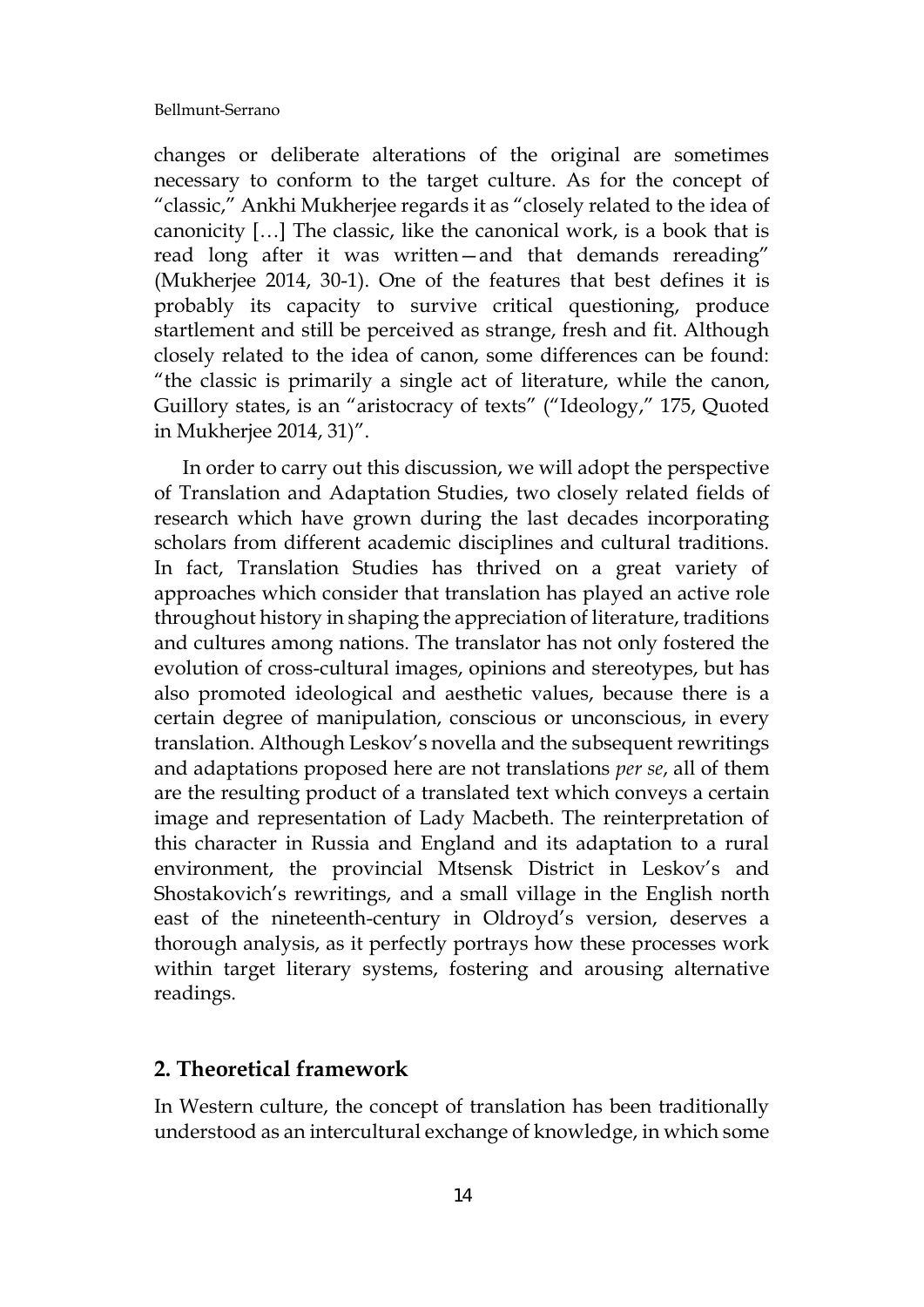changes or deliberate alterations of the original are sometimes necessary to conform to the target culture. As for the concept of "classic," Ankhi Mukherjee regards it as "closely related to the idea of canonicity […] The classic, like the canonical work, is a book that is read long after it was written—and that demands rereading" (Mukherjee 2014, 30-1). One of the features that best defines it is probably its capacity to survive critical questioning, produce startlement and still be perceived as strange, fresh and fit. Although closely related to the idea of canon, some differences can be found: "the classic is primarily a single act of literature, while the canon, Guillory states, is an "aristocracy of texts" ("Ideology," 175, Quoted in Mukherjee 2014, 31)".

In order to carry out this discussion, we will adopt the perspective of Translation and Adaptation Studies, two closely related fields of research which have grown during the last decades incorporating scholars from different academic disciplines and cultural traditions. In fact, Translation Studies has thrived on a great variety of approaches which consider that translation has played an active role throughout history in shaping the appreciation of literature, traditions and cultures among nations. The translator has not only fostered the evolution of cross-cultural images, opinions and stereotypes, but has also promoted ideological and aesthetic values, because there is a certain degree of manipulation, conscious or unconscious, in every translation. Although Leskov's novella and the subsequent rewritings and adaptations proposed here are not translations *per se*, all of them are the resulting product of a translated text which conveys a certain image and representation of Lady Macbeth. The reinterpretation of this character in Russia and England and its adaptation to a rural environment, the provincial Mtsensk District in Leskov's and Shostakovich's rewritings, and a small village in the English north east of the nineteenth-century in Oldroyd's version, deserves a thorough analysis, as it perfectly portrays how these processes work within target literary systems, fostering and arousing alternative readings.

## 2. Theoretical framework

In Western culture, the concept of translation has been traditionally understood as an intercultural exchange of knowledge, in which some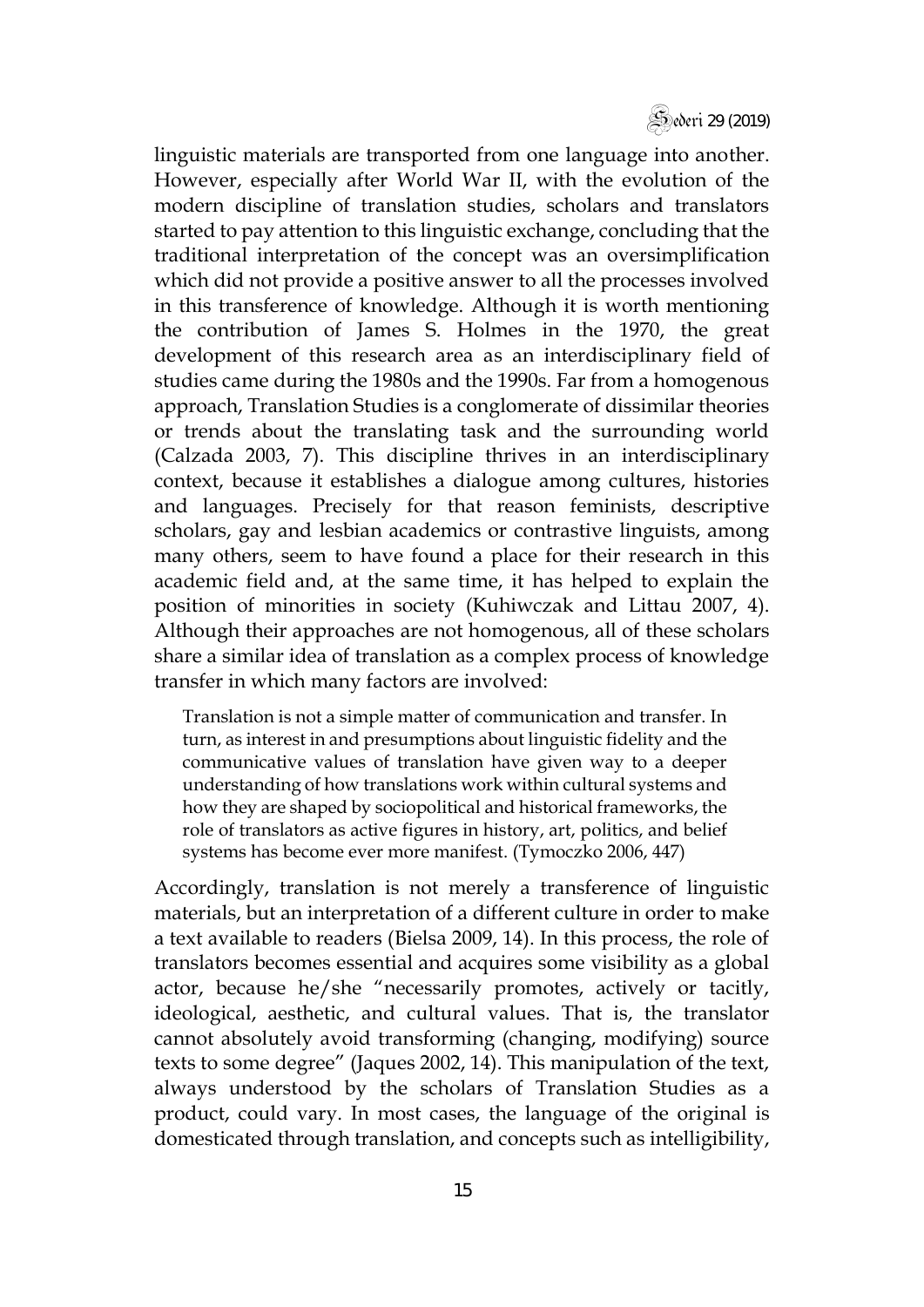linguistic materials are transported from one language into another. However, especially after World War II, with the evolution of the modern discipline of translation studies, scholars and translators started to pay attention to this linguistic exchange, concluding that the traditional interpretation of the concept was an oversimplification which did not provide a positive answer to all the processes involved in this transference of knowledge. Although it is worth mentioning the contribution of James S. Holmes in the 1970, the great development of this research area as an interdisciplinary field of studies came during the 1980s and the 1990s. Far from a homogenous approach, Translation Studies is a conglomerate of dissimilar theories or trends about the translating task and the surrounding world (Calzada 2003, 7). This discipline thrives in an interdisciplinary context, because it establishes a dialogue among cultures, histories and languages. Precisely for that reason feminists, descriptive scholars, gay and lesbian academics or contrastive linguists, among many others, seem to have found a place for their research in this academic field and, at the same time, it has helped to explain the position of minorities in society (Kuhiwczak and Littau 2007, 4). Although their approaches are not homogenous, all of these scholars share a similar idea of translation as a complex process of knowledge transfer in which many factors are involved:

> Translation is not a simple matter of communication and transfer. In turn, as interest in and presumptions about linguistic fidelity and the communicative values of translation have given way to a deeper understanding of how translations work within cultural systems and how they are shaped by sociopolitical and historical frameworks, the role of translators as active figures in history, art, politics, and belief systems has become ever more manifest. (Tymoczko 2006, 447)

Accordingly, translation is not merely a transference of linguistic materials, but an interpretation of a different culture in order to make a text available to readers (Bielsa 2009, 14). In this process, the role of translators becomes essential and acquires some visibility as a global actor, because he/she "necessarily promotes, actively or tacitly, ideological, aesthetic, and cultural values. That is, the translator cannot absolutely avoid transforming (changing, modifying) source texts to some degree" (Jaques 2002, 14). This manipulation of the text, always understood by the scholars of Translation Studies as a product, could vary. In most cases, the language of the original is domesticated through translation, and concepts such as intelligibility,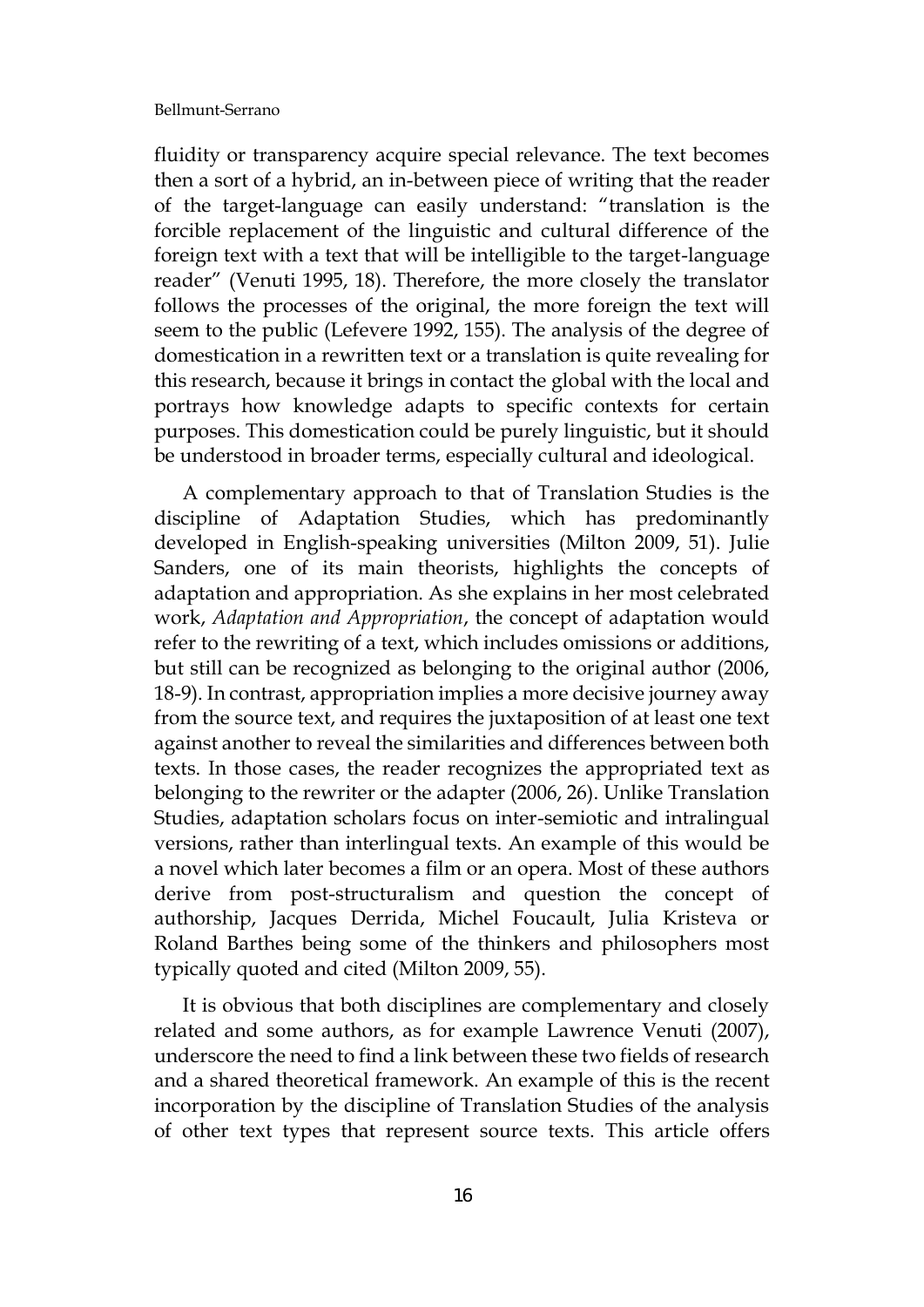fluidity or transparency acquire special relevance. The text becomes then a sort of a hybrid, an in-between piece of writing that the reader of the target-language can easily understand: "translation is the forcible replacement of the linguistic and cultural difference of the foreign text with a text that will be intelligible to the target-language reader" (Venuti 1995, 18). Therefore, the more closely the translator follows the processes of the original, the more foreign the text will seem to the public (Lefevere 1992, 155). The analysis of the degree of domestication in a rewritten text or a translation is quite revealing for this research, because it brings in contact the global with the local and portrays how knowledge adapts to specific contexts for certain purposes. This domestication could be purely linguistic, but it should be understood in broader terms, especially cultural and ideological.

A complementary approach to that of Translation Studies is the discipline of Adaptation Studies, which has predominantly developed in English-speaking universities (Milton 2009, 51). Julie Sanders, one of its main theorists, highlights the concepts of adaptation and appropriation. As she explains in her most celebrated work, *Adaptation and Appropriation*, the concept of adaptation would refer to the rewriting of a text, which includes omissions or additions, but still can be recognized as belonging to the original author (2006, 18-9). In contrast, appropriation implies a more decisive journey away from the source text, and requires the juxtaposition of at least one text against another to reveal the similarities and differences between both texts. In those cases, the reader recognizes the appropriated text as belonging to the rewriter or the adapter (2006, 26). Unlike Translation Studies, adaptation scholars focus on inter-semiotic and intralingual versions, rather than interlingual texts. An example of this would be a novel which later becomes a film or an opera. Most of these authors derive from post-structuralism and question the concept of authorship, Jacques Derrida, Michel Foucault, Julia Kristeva or Roland Barthes being some of the thinkers and philosophers most typically quoted and cited (Milton 2009, 55).

It is obvious that both disciplines are complementary and closely related and some authors, as for example Lawrence Venuti (2007), underscore the need to find a link between these two fields of research and a shared theoretical framework. An example of this is the recent incorporation by the discipline of Translation Studies of the analysis of other text types that represent source texts. This article offers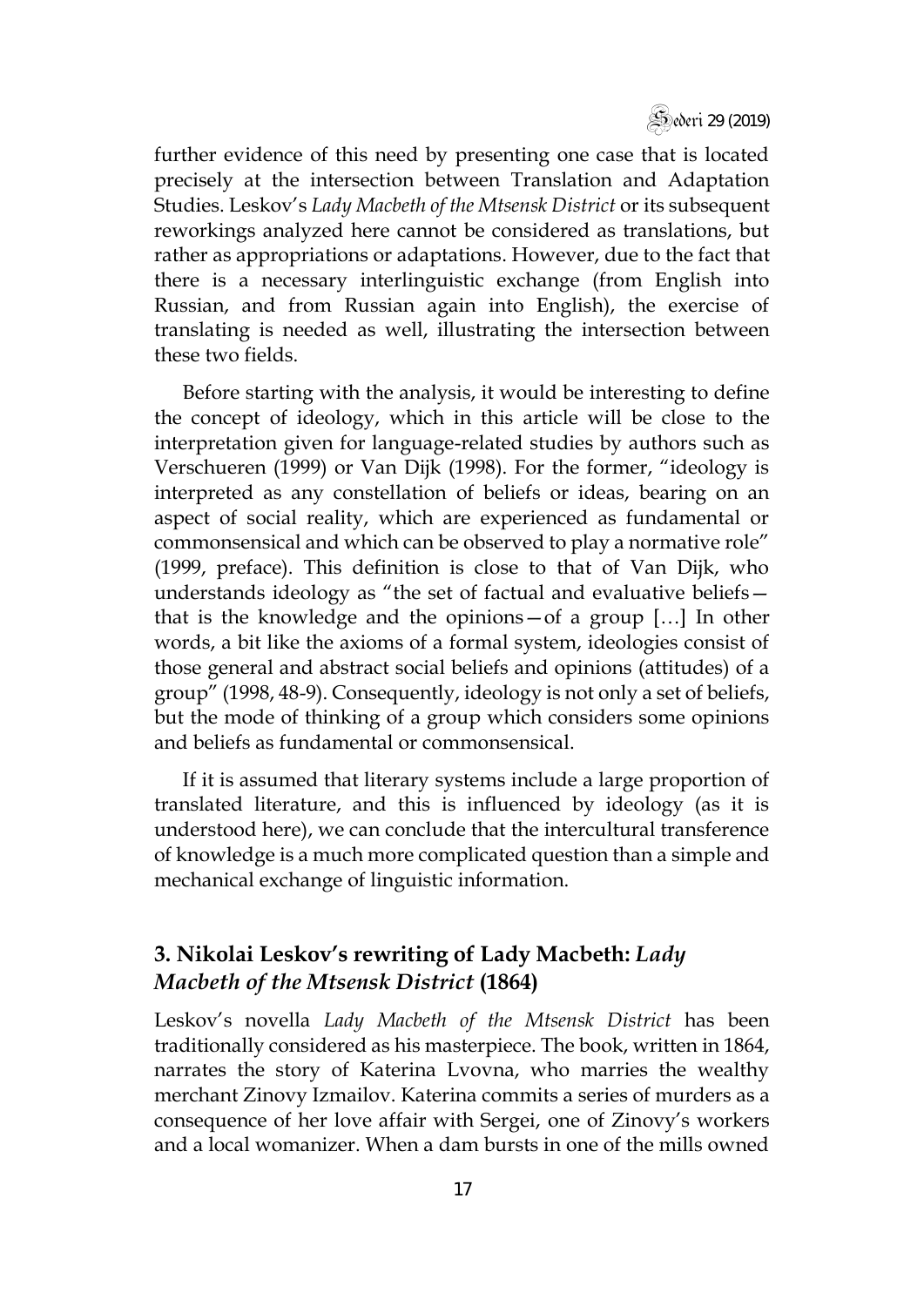further evidence of this need by presenting one case that is located precisely at the intersection between Translation and Adaptation Studies. Leskov's *Lady Macbeth of the Mtsensk District* or its subsequent reworkings analyzed here cannot be considered as translations, but rather as appropriations or adaptations. However, due to the fact that there is a necessary interlinguistic exchange (from English into Russian, and from Russian again into English), the exercise of translating is needed as well, illustrating the intersection between these two fields.

Before starting with the analysis, it would be interesting to define the concept of ideology, which in this article will be close to the interpretation given for language-related studies by authors such as Verschueren (1999) or Van Dijk (1998). For the former, "ideology is interpreted as any constellation of beliefs or ideas, bearing on an aspect of social reality, which are experienced as fundamental or commonsensical and which can be observed to play a normative role" (1999, preface). This definition is close to that of Van Dijk, who understands ideology as "the set of factual and evaluative beliefs—that is the knowledge and the opinions—of a group […] In other words, a bit like the axioms of a formal system, ideologies consist of those general and abstract social beliefs and opinions (attitudes) of a group" (1998, 48-9). Consequently, ideology is not only a set of beliefs, but the mode of thinking of a group which considers some opinions and beliefs as fundamental or commonsensical.

If it is assumed that literary systems include a large proportion of translated literature, and this is influenced by ideology (as it is understood here), we can conclude that the intercultural transference of knowledge is a much more complicated question than a simple and mechanical exchange of linguistic information.

## 3. Nikolai Leskov's rewriting of Lady Macbeth: *Lady Macbeth of the Mtsensk District* (1864)

Leskov's novella *Lady Macbeth of the Mtsensk District* has been traditionally considered as his masterpiece. The book, written in 1864, narrates the story of Katerina Lvovna, who marries the wealthy merchant Zinovy Izmailov. Katerina commits a series of murders as a consequence of her love affair with Sergei, one of Zinovy's workers and a local womanizer. When a dam bursts in one of the mills owned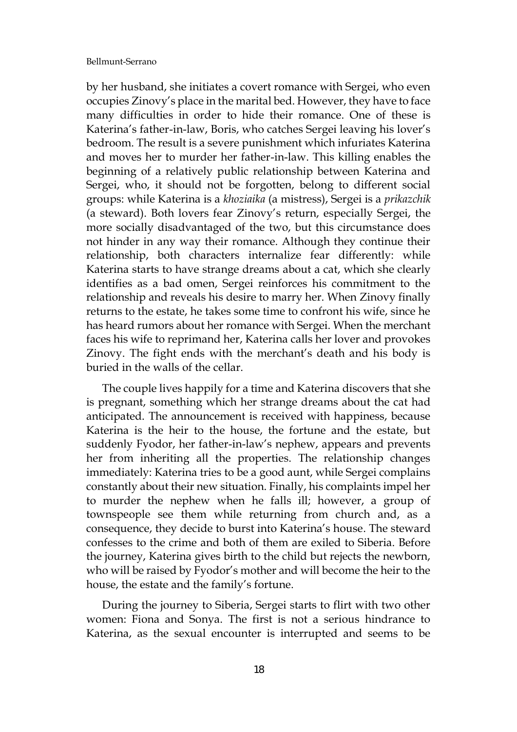by her husband, she initiates a covert romance with Sergei, who even occupies Zinovy's place in the marital bed. However, they have to face many difficulties in order to hide their romance. One of these is Katerina's father-in-law, Boris, who catches Sergei leaving his lover's bedroom. The result is a severe punishment which infuriates Katerina and moves her to murder her father-in-law. This killing enables the beginning of a relatively public relationship between Katerina and Sergei, who, it should not be forgotten, belong to different social groups: while Katerina is a *khoziaika* (a mistress), Sergei is a *prikazchik* (a steward). Both lovers fear Zinovy's return, especially Sergei, the more socially disadvantaged of the two, but this circumstance does not hinder in any way their romance. Although they continue their relationship, both characters internalize fear differently: while Katerina starts to have strange dreams about a cat, which she clearly identifies as a bad omen, Sergei reinforces his commitment to the relationship and reveals his desire to marry her. When Zinovy finally returns to the estate, he takes some time to confront his wife, since he has heard rumors about her romance with Sergei. When the merchant faces his wife to reprimand her, Katerina calls her lover and provokes Zinovy. The fight ends with the merchant's death and his body is buried in the walls of the cellar.

The couple lives happily for a time and Katerina discovers that she is pregnant, something which her strange dreams about the cat had anticipated. The announcement is received with happiness, because Katerina is the heir to the house, the fortune and the estate, but suddenly Fyodor, her father-in-law's nephew, appears and prevents her from inheriting all the properties. The relationship changes immediately: Katerina tries to be a good aunt, while Sergei complains constantly about their new situation. Finally, his complaints impel her to murder the nephew when he falls ill; however, a group of townspeople see them while returning from church and, as a consequence, they decide to burst into Katerina's house. The steward confesses to the crime and both of them are exiled to Siberia. Before the journey, Katerina gives birth to the child but rejects the newborn, who will be raised by Fyodor's mother and will become the heir to the house, the estate and the family's fortune.

During the journey to Siberia, Sergei starts to flirt with two other women: Fiona and Sonya. The first is not a serious hindrance to Katerina, as the sexual encounter is interrupted and seems to be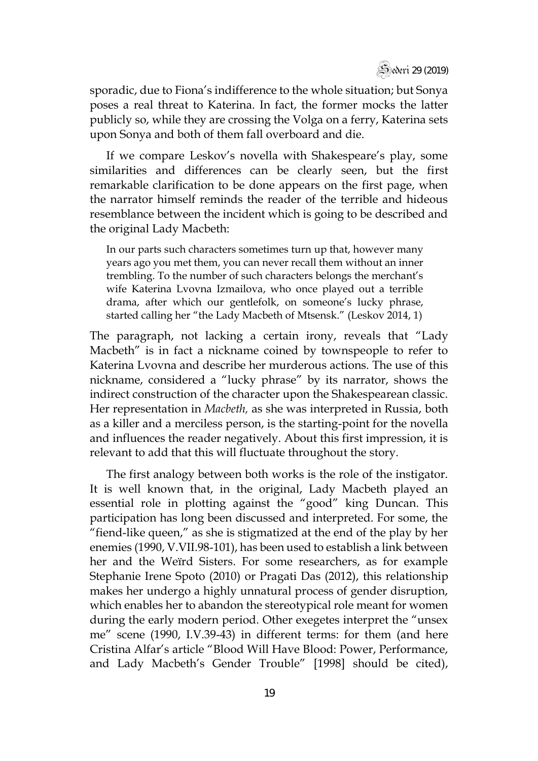sporadic, due to Fiona's indifference to the whole situation; but Sonya poses a real threat to Katerina. In fact, the former mocks the latter publicly so, while they are crossing the Volga on a ferry, Katerina sets upon Sonya and both of them fall overboard and die.

If we compare Leskov's novella with Shakespeare's play, some similarities and differences can be clearly seen, but the first remarkable clarification to be done appears on the first page, when the narrator himself reminds the reader of the terrible and hideous resemblance between the incident which is going to be described and the original Lady Macbeth:

> In our parts such characters sometimes turn up that, however many years ago you met them, you can never recall them without an inner trembling. To the number of such characters belongs the merchant's wife Katerina Lvovna Izmailova, who once played out a terrible drama, after which our gentlefolk, on someone's lucky phrase, started calling her "the Lady Macbeth of Mtsensk." (Leskov 2014, 1)

The paragraph, not lacking a certain irony, reveals that "Lady Macbeth" is in fact a nickname coined by townspeople to refer to Katerina Lvovna and describe her murderous actions. The use of this nickname, considered a "lucky phrase" by its narrator, shows the indirect construction of the character upon the Shakespearean classic. Her representation in *Macbeth,* as she was interpreted in Russia, both as a killer and a merciless person, is the starting-point for the novella and influences the reader negatively. About this first impression, it is relevant to add that this will fluctuate throughout the story.

The first analogy between both works is the role of the instigator. It is well known that, in the original, Lady Macbeth played an essential role in plotting against the "good" king Duncan. This participation has long been discussed and interpreted. For some, the "fiend-like queen," as she is stigmatized at the end of the play by her enemies (1990, V.VII.98-101), has been used to establish a link between her and the Weïrd Sisters. For some researchers, as for example Stephanie Irene Spoto (2010) or Pragati Das (2012), this relationship makes her undergo a highly unnatural process of gender disruption, which enables her to abandon the stereotypical role meant for women during the early modern period. Other exegetes interpret the "unsex me" scene (1990, I.V.39-43) in different terms: for them (and here Cristina Alfar's article "Blood Will Have Blood: Power, Performance, and Lady Macbeth's Gender Trouble" [1998] should be cited),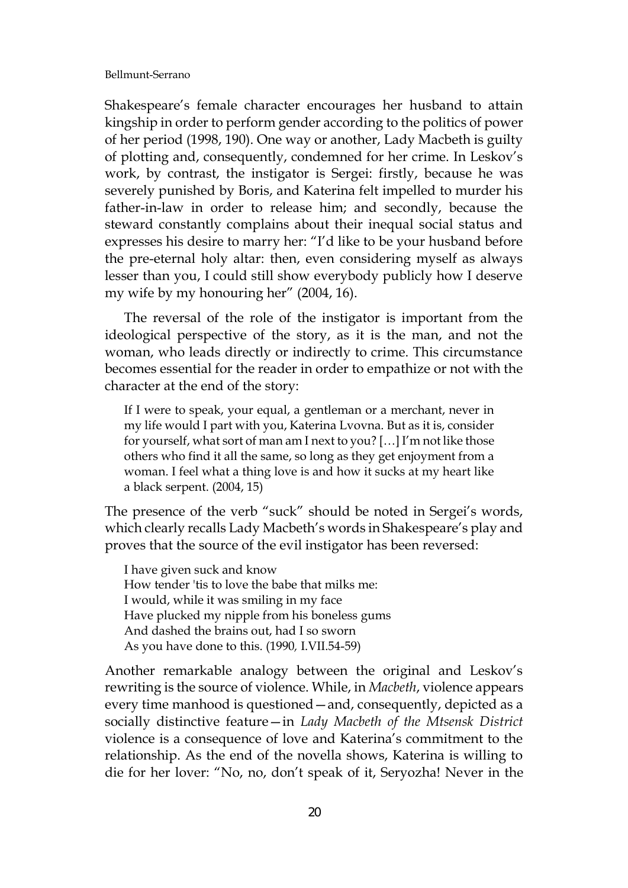Shakespeare's female character encourages her husband to attain kingship in order to perform gender according to the politics of power of her period (1998, 190). One way or another, Lady Macbeth is guilty of plotting and, consequently, condemned for her crime. In Leskov's work, by contrast, the instigator is Sergei: firstly, because he was severely punished by Boris, and Katerina felt impelled to murder his father-in-law in order to release him; and secondly, because the steward constantly complains about their inequal social status and expresses his desire to marry her: "I'd like to be your husband before the pre-eternal holy altar: then, even considering myself as always lesser than you, I could still show everybody publicly how I deserve my wife by my honouring her" (2004, 16).

The reversal of the role of the instigator is important from the ideological perspective of the story, as it is the man, and not the woman, who leads directly or indirectly to crime. This circumstance becomes essential for the reader in order to empathize or not with the character at the end of the story:

> If I were to speak, your equal, a gentleman or a merchant, never in my life would I part with you, Katerina Lvovna. But as it is, consider for yourself, what sort of man am I next to you? […] I'm not like those others who find it all the same, so long as they get enjoyment from a woman. I feel what a thing love is and how it sucks at my heart like a black serpent. (2004, 15)

The presence of the verb "suck" should be noted in Sergei's words, which clearly recalls Lady Macbeth's words in Shakespeare's play and proves that the source of the evil instigator has been reversed:

> I have given suck and know
> How tender 'tis to love the babe that milks me:
> I would, while it was smiling in my face
> Have plucked my nipple from his boneless gums
> And dashed the brains out, had I so sworn
> As you have done to this. (1990, I.VII.54-59)

Another remarkable analogy between the original and Leskov's rewriting is the source of violence. While, in *Macbeth*, violence appears every time manhood is questioned—and, consequently, depicted as a socially distinctive feature—in *Lady Macbeth of the Mtsensk District* violence is a consequence of love and Katerina's commitment to the relationship. As the end of the novella shows, Katerina is willing to die for her lover: "No, no, don't speak of it, Seryozha! Never in the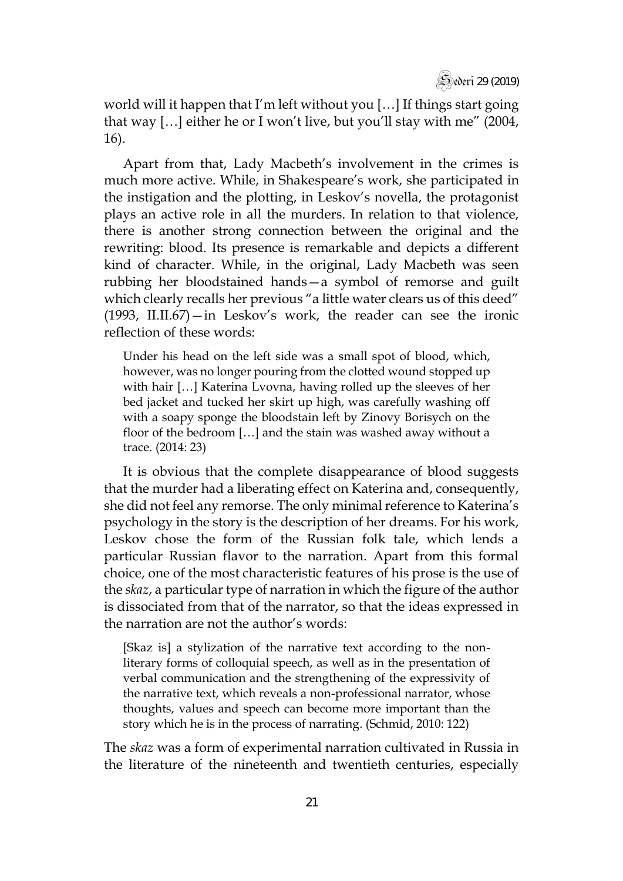world will it happen that I'm left without you […] If things start going that way […] either he or I won't live, but you'll stay with me" (2004, 16).

Apart from that, Lady Macbeth's involvement in the crimes is much more active. While, in Shakespeare's work, she participated in the instigation and the plotting, in Leskov's novella, the protagonist plays an active role in all the murders. In relation to that violence, there is another strong connection between the original and the rewriting: blood. Its presence is remarkable and depicts a different kind of character. While, in the original, Lady Macbeth was seen rubbing her bloodstained hands—a symbol of remorse and guilt which clearly recalls her previous "a little water clears us of this deed" (1993, II.II.67)—in Leskov's work, the reader can see the ironic reflection of these words:

> Under his head on the left side was a small spot of blood, which, however, was no longer pouring from the clotted wound stopped up with hair […] Katerina Lvovna, having rolled up the sleeves of her bed jacket and tucked her skirt up high, was carefully washing off with a soapy sponge the bloodstain left by Zinovy Borisych on the floor of the bedroom […] and the stain was washed away without a trace. (2014: 23)

It is obvious that the complete disappearance of blood suggests that the murder had a liberating effect on Katerina and, consequently, she did not feel any remorse. The only minimal reference to Katerina's psychology in the story is the description of her dreams. For his work, Leskov chose the form of the Russian folk tale, which lends a particular Russian flavor to the narration. Apart from this formal choice, one of the most characteristic features of his prose is the use of the *skaz*, a particular type of narration in which the figure of the author is dissociated from that of the narrator, so that the ideas expressed in the narration are not the author's words:

> [Skaz is] a stylization of the narrative text according to the non-literary forms of colloquial speech, as well as in the presentation of verbal communication and the strengthening of the expressivity of the narrative text, which reveals a non-professional narrator, whose thoughts, values and speech can become more important than the story which he is in the process of narrating. (Schmid, 2010: 122)

The *skaz* was a form of experimental narration cultivated in Russia in the literature of the nineteenth and twentieth centuries, especially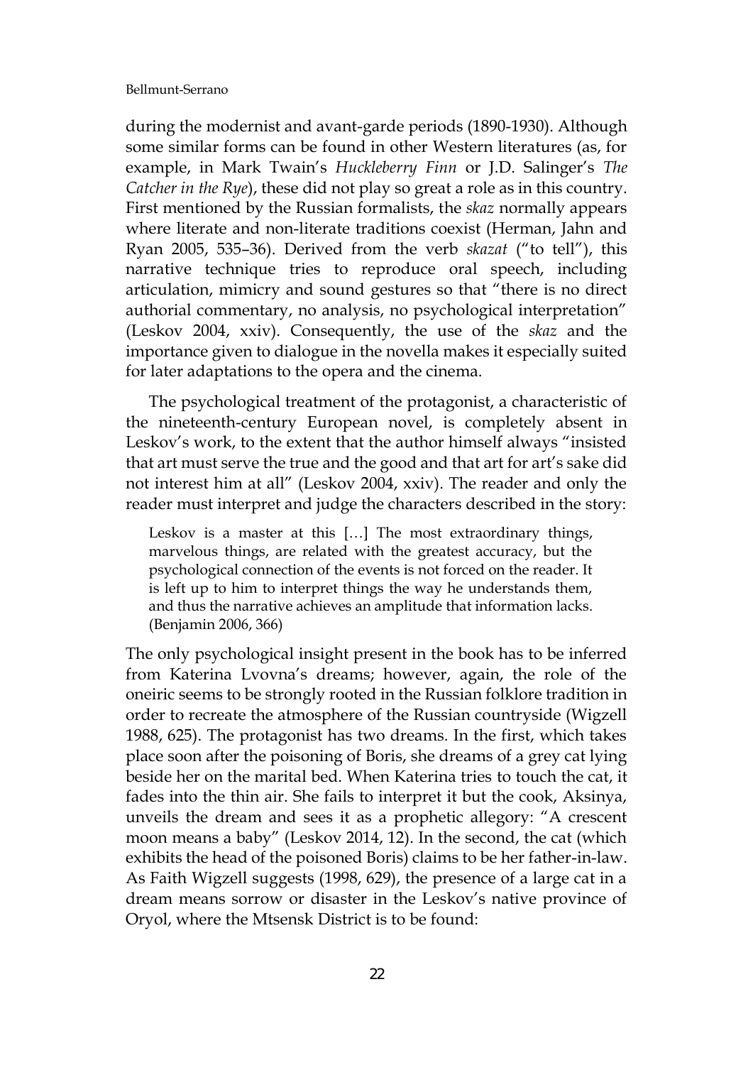during the modernist and avant-garde periods (1890-1930). Although some similar forms can be found in other Western literatures (as, for example, in Mark Twain's *Huckleberry Finn* or J.D. Salinger's *The Catcher in the Rye*), these did not play so great a role as in this country. First mentioned by the Russian formalists, the *skaz* normally appears where literate and non-literate traditions coexist (Herman, Jahn and Ryan 2005, 535–36). Derived from the verb *skazat* ("to tell"), this narrative technique tries to reproduce oral speech, including articulation, mimicry and sound gestures so that "there is no direct authorial commentary, no analysis, no psychological interpretation" (Leskov 2004, xxiv). Consequently, the use of the *skaz* and the importance given to dialogue in the novella makes it especially suited for later adaptations to the opera and the cinema.

The psychological treatment of the protagonist, a characteristic of the nineteenth-century European novel, is completely absent in Leskov's work, to the extent that the author himself always "insisted that art must serve the true and the good and that art for art's sake did not interest him at all" (Leskov 2004, xxiv). The reader and only the reader must interpret and judge the characters described in the story:

> Leskov is a master at this […] The most extraordinary things, marvelous things, are related with the greatest accuracy, but the psychological connection of the events is not forced on the reader. It is left up to him to interpret things the way he understands them, and thus the narrative achieves an amplitude that information lacks. (Benjamin 2006, 366)

The only psychological insight present in the book has to be inferred from Katerina Lvovna's dreams; however, again, the role of the oneiric seems to be strongly rooted in the Russian folklore tradition in order to recreate the atmosphere of the Russian countryside (Wigzell 1988, 625). The protagonist has two dreams. In the first, which takes place soon after the poisoning of Boris, she dreams of a grey cat lying beside her on the marital bed. When Katerina tries to touch the cat, it fades into the thin air. She fails to interpret it but the cook, Aksinya, unveils the dream and sees it as a prophetic allegory: "A crescent moon means a baby" (Leskov 2014, 12). In the second, the cat (which exhibits the head of the poisoned Boris) claims to be her father-in-law. As Faith Wigzell suggests (1998, 629), the presence of a large cat in a dream means sorrow or disaster in the Leskov's native province of Oryol, where the Mtsensk District is to be found: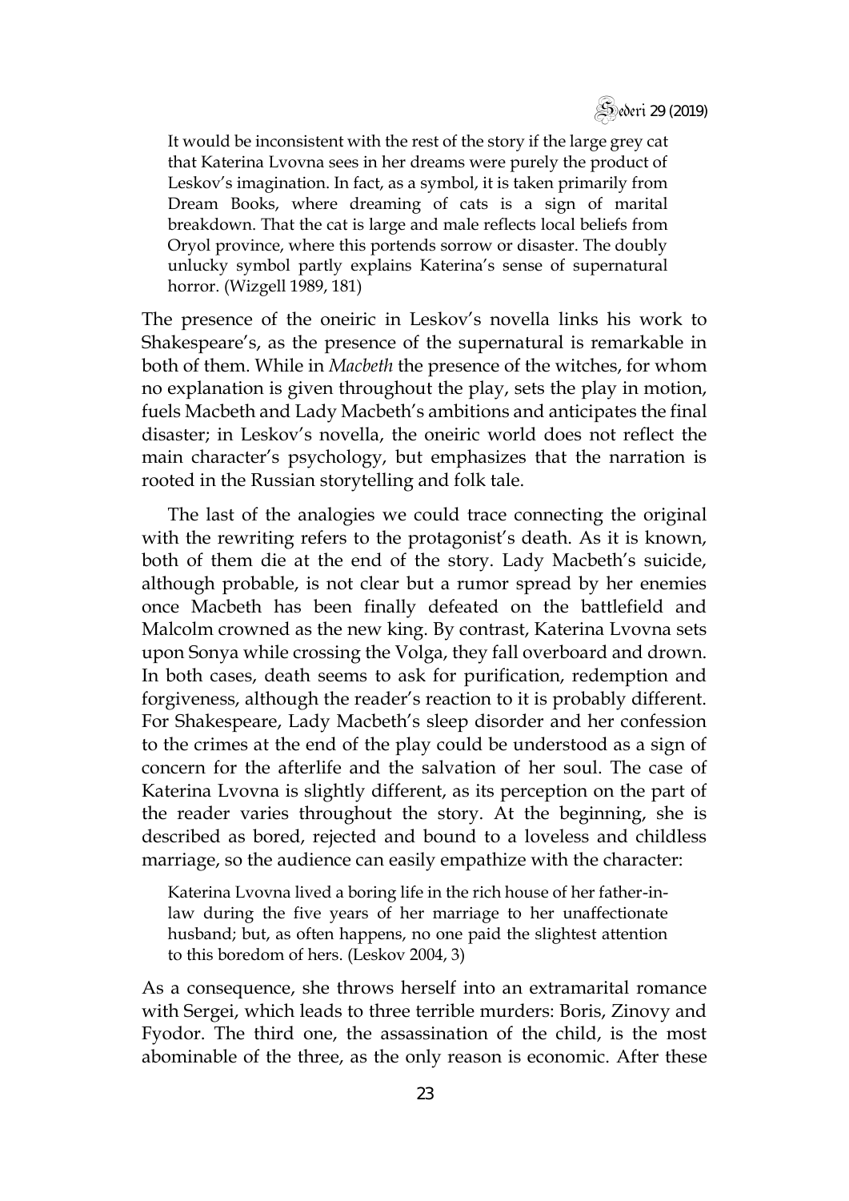> It would be inconsistent with the rest of the story if the large grey cat that Katerina Lvovna sees in her dreams were purely the product of Leskov's imagination. In fact, as a symbol, it is taken primarily from Dream Books, where dreaming of cats is a sign of marital breakdown. That the cat is large and male reflects local beliefs from Oryol province, where this portends sorrow or disaster. The doubly unlucky symbol partly explains Katerina's sense of supernatural horror. (Wizgell 1989, 181)

The presence of the oneiric in Leskov's novella links his work to Shakespeare's, as the presence of the supernatural is remarkable in both of them. While in *Macbeth* the presence of the witches, for whom no explanation is given throughout the play, sets the play in motion, fuels Macbeth and Lady Macbeth's ambitions and anticipates the final disaster; in Leskov's novella, the oneiric world does not reflect the main character's psychology, but emphasizes that the narration is rooted in the Russian storytelling and folk tale.

The last of the analogies we could trace connecting the original with the rewriting refers to the protagonist's death. As it is known, both of them die at the end of the story. Lady Macbeth's suicide, although probable, is not clear but a rumor spread by her enemies once Macbeth has been finally defeated on the battlefield and Malcolm crowned as the new king. By contrast, Katerina Lvovna sets upon Sonya while crossing the Volga, they fall overboard and drown. In both cases, death seems to ask for purification, redemption and forgiveness, although the reader's reaction to it is probably different. For Shakespeare, Lady Macbeth's sleep disorder and her confession to the crimes at the end of the play could be understood as a sign of concern for the afterlife and the salvation of her soul. The case of Katerina Lvovna is slightly different, as its perception on the part of the reader varies throughout the story. At the beginning, she is described as bored, rejected and bound to a loveless and childless marriage, so the audience can easily empathize with the character:

> Katerina Lvovna lived a boring life in the rich house of her father-in-law during the five years of her marriage to her unaffectionate husband; but, as often happens, no one paid the slightest attention to this boredom of hers. (Leskov 2004, 3)

As a consequence, she throws herself into an extramarital romance with Sergei, which leads to three terrible murders: Boris, Zinovy and Fyodor. The third one, the assassination of the child, is the most abominable of the three, as the only reason is economic. After these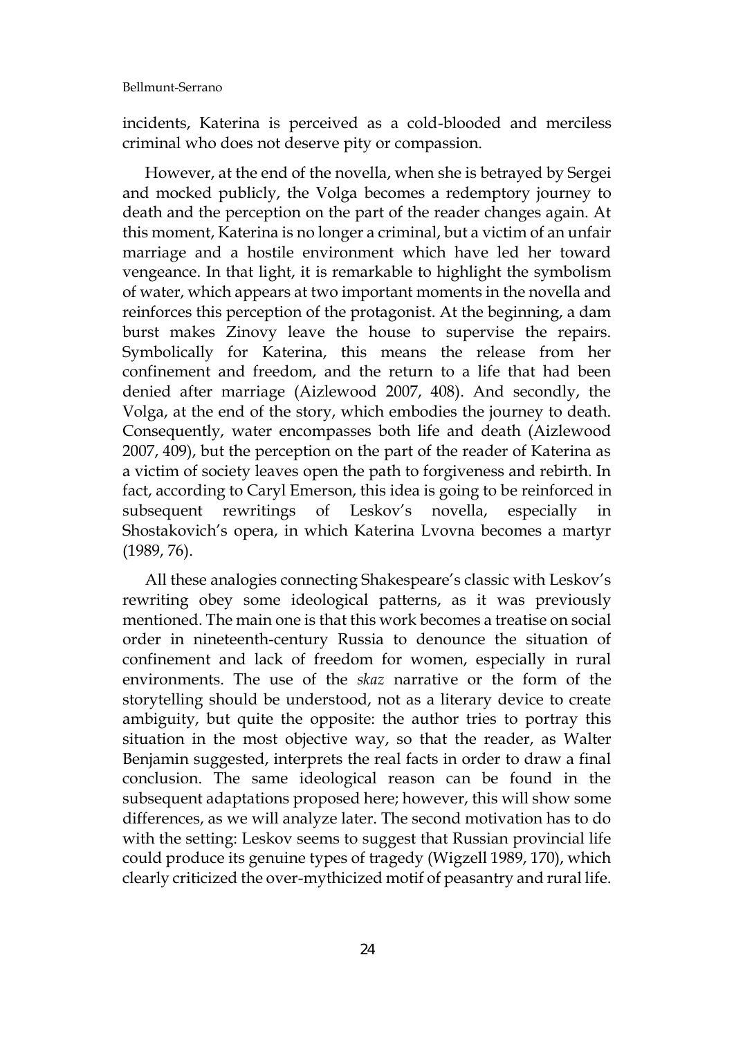incidents, Katerina is perceived as a cold-blooded and merciless criminal who does not deserve pity or compassion.

However, at the end of the novella, when she is betrayed by Sergei and mocked publicly, the Volga becomes a redemptory journey to death and the perception on the part of the reader changes again. At this moment, Katerina is no longer a criminal, but a victim of an unfair marriage and a hostile environment which have led her toward vengeance. In that light, it is remarkable to highlight the symbolism of water, which appears at two important moments in the novella and reinforces this perception of the protagonist. At the beginning, a dam burst makes Zinovy leave the house to supervise the repairs. Symbolically for Katerina, this means the release from her confinement and freedom, and the return to a life that had been denied after marriage (Aizlewood 2007, 408). And secondly, the Volga, at the end of the story, which embodies the journey to death. Consequently, water encompasses both life and death (Aizlewood 2007, 409), but the perception on the part of the reader of Katerina as a victim of society leaves open the path to forgiveness and rebirth. In fact, according to Caryl Emerson, this idea is going to be reinforced in subsequent rewritings of Leskov's novella, especially in Shostakovich's opera, in which Katerina Lvovna becomes a martyr (1989, 76).

All these analogies connecting Shakespeare's classic with Leskov's rewriting obey some ideological patterns, as it was previously mentioned. The main one is that this work becomes a treatise on social order in nineteenth-century Russia to denounce the situation of confinement and lack of freedom for women, especially in rural environments. The use of the *skaz* narrative or the form of the storytelling should be understood, not as a literary device to create ambiguity, but quite the opposite: the author tries to portray this situation in the most objective way, so that the reader, as Walter Benjamin suggested, interprets the real facts in order to draw a final conclusion. The same ideological reason can be found in the subsequent adaptations proposed here; however, this will show some differences, as we will analyze later. The second motivation has to do with the setting: Leskov seems to suggest that Russian provincial life could produce its genuine types of tragedy (Wigzell 1989, 170), which clearly criticized the over-mythicized motif of peasantry and rural life.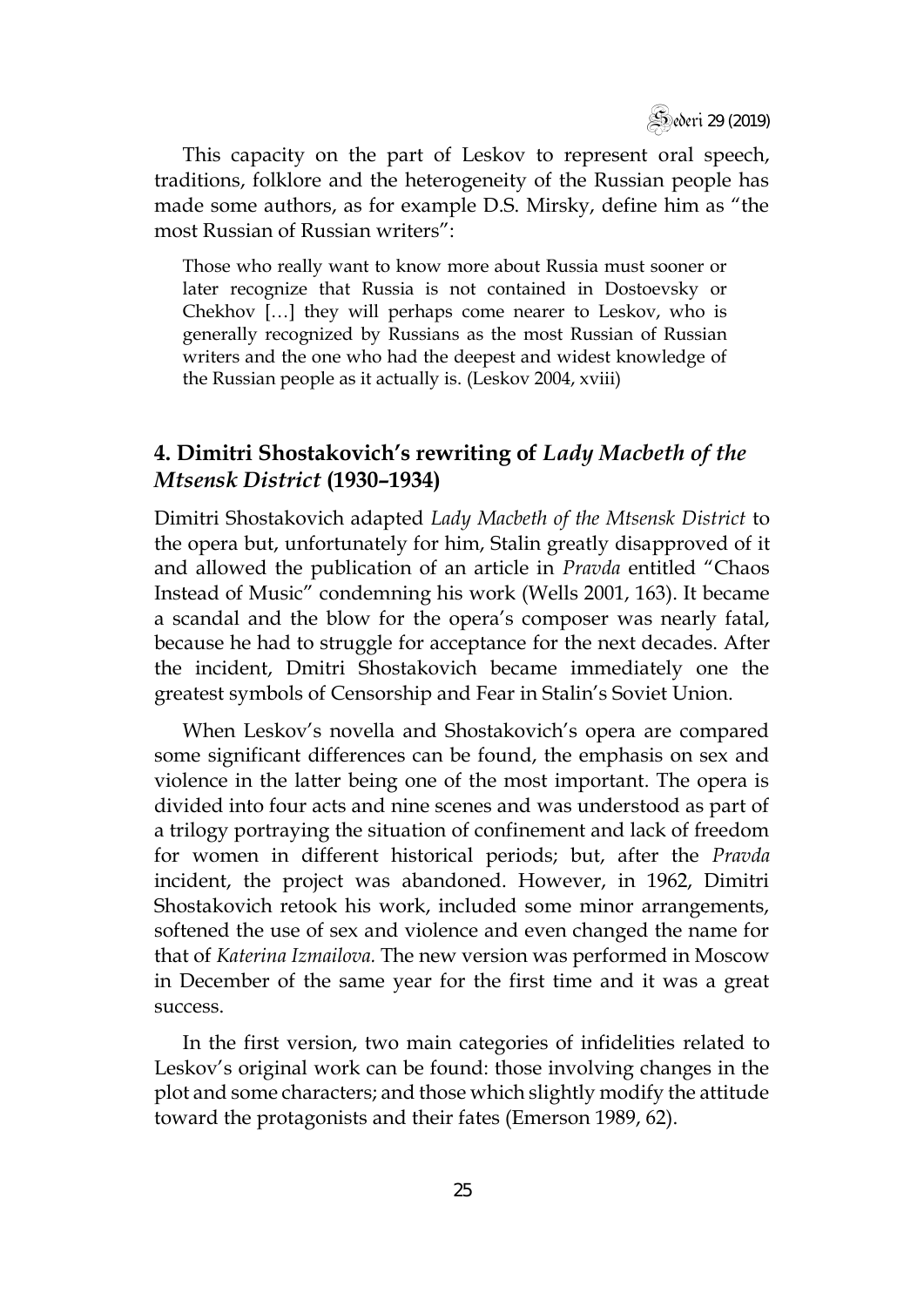This capacity on the part of Leskov to represent oral speech, traditions, folklore and the heterogeneity of the Russian people has made some authors, as for example D.S. Mirsky, define him as "the most Russian of Russian writers":

> Those who really want to know more about Russia must sooner or later recognize that Russia is not contained in Dostoevsky or Chekhov […] they will perhaps come nearer to Leskov, who is generally recognized by Russians as the most Russian of Russian writers and the one who had the deepest and widest knowledge of the Russian people as it actually is. (Leskov 2004, xviii)

## 4. Dimitri Shostakovich's rewriting of *Lady Macbeth of the Mtsensk District* (1930–1934)

Dimitri Shostakovich adapted *Lady Macbeth of the Mtsensk District* to the opera but, unfortunately for him, Stalin greatly disapproved of it and allowed the publication of an article in *Pravda* entitled "Chaos Instead of Music" condemning his work (Wells 2001, 163). It became a scandal and the blow for the opera's composer was nearly fatal, because he had to struggle for acceptance for the next decades. After the incident, Dmitri Shostakovich became immediately one the greatest symbols of Censorship and Fear in Stalin's Soviet Union.

When Leskov's novella and Shostakovich's opera are compared some significant differences can be found, the emphasis on sex and violence in the latter being one of the most important. The opera is divided into four acts and nine scenes and was understood as part of a trilogy portraying the situation of confinement and lack of freedom for women in different historical periods; but, after the *Pravda* incident, the project was abandoned. However, in 1962, Dimitri Shostakovich retook his work, included some minor arrangements, softened the use of sex and violence and even changed the name for that of *Katerina Izmailova.* The new version was performed in Moscow in December of the same year for the first time and it was a great success.

In the first version, two main categories of infidelities related to Leskov's original work can be found: those involving changes in the plot and some characters; and those which slightly modify the attitude toward the protagonists and their fates (Emerson 1989, 62).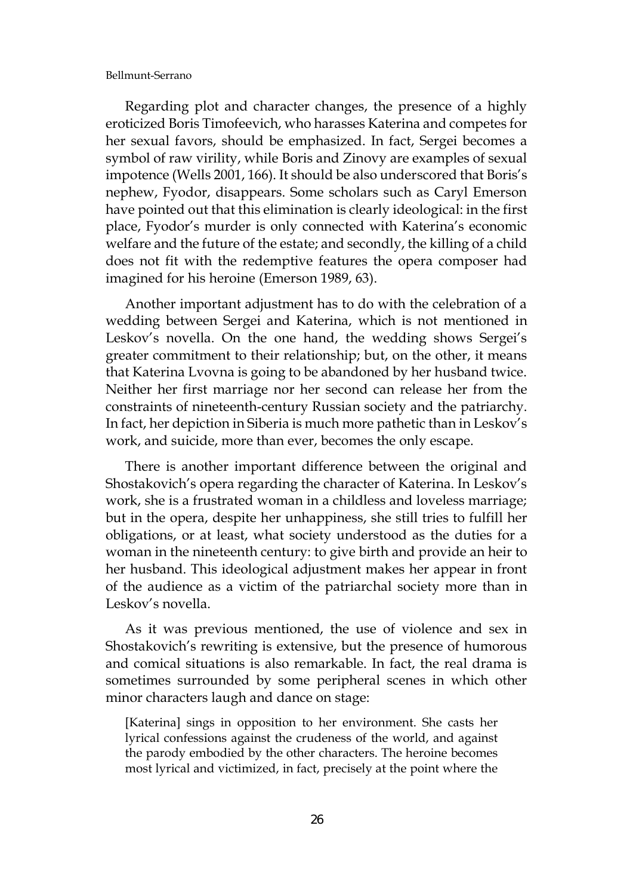Regarding plot and character changes, the presence of a highly eroticized Boris Timofeevich, who harasses Katerina and competes for her sexual favors, should be emphasized. In fact, Sergei becomes a symbol of raw virility, while Boris and Zinovy are examples of sexual impotence (Wells 2001, 166). It should be also underscored that Boris's nephew, Fyodor, disappears. Some scholars such as Caryl Emerson have pointed out that this elimination is clearly ideological: in the first place, Fyodor's murder is only connected with Katerina's economic welfare and the future of the estate; and secondly, the killing of a child does not fit with the redemptive features the opera composer had imagined for his heroine (Emerson 1989, 63).

Another important adjustment has to do with the celebration of a wedding between Sergei and Katerina, which is not mentioned in Leskov's novella. On the one hand, the wedding shows Sergei's greater commitment to their relationship; but, on the other, it means that Katerina Lvovna is going to be abandoned by her husband twice. Neither her first marriage nor her second can release her from the constraints of nineteenth-century Russian society and the patriarchy. In fact, her depiction in Siberia is much more pathetic than in Leskov's work, and suicide, more than ever, becomes the only escape.

There is another important difference between the original and Shostakovich's opera regarding the character of Katerina. In Leskov's work, she is a frustrated woman in a childless and loveless marriage; but in the opera, despite her unhappiness, she still tries to fulfill her obligations, or at least, what society understood as the duties for a woman in the nineteenth century: to give birth and provide an heir to her husband. This ideological adjustment makes her appear in front of the audience as a victim of the patriarchal society more than in Leskov's novella.

As it was previous mentioned, the use of violence and sex in Shostakovich's rewriting is extensive, but the presence of humorous and comical situations is also remarkable. In fact, the real drama is sometimes surrounded by some peripheral scenes in which other minor characters laugh and dance on stage:

> [Katerina] sings in opposition to her environment. She casts her lyrical confessions against the crudeness of the world, and against the parody embodied by the other characters. The heroine becomes most lyrical and victimized, in fact, precisely at the point where the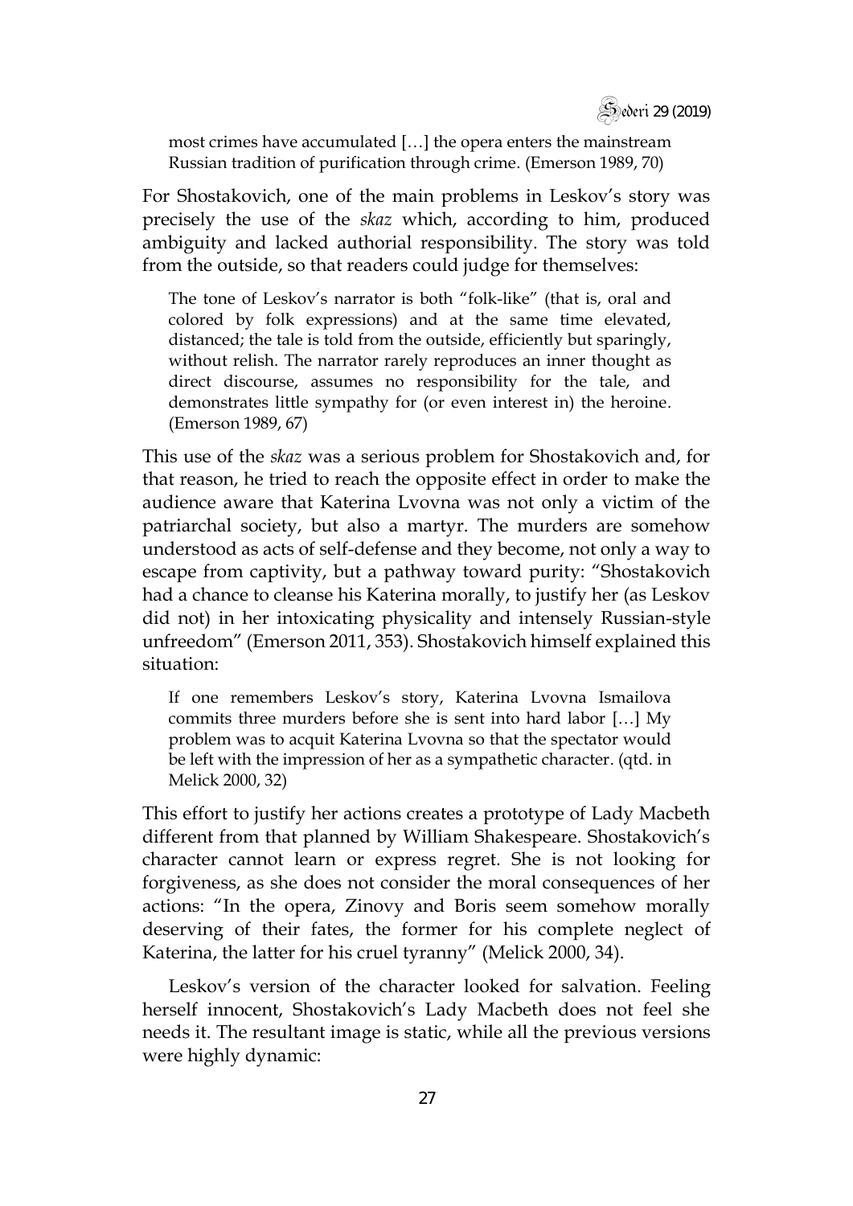most crimes have accumulated […] the opera enters the mainstream Russian tradition of purification through crime. (Emerson 1989, 70)

For Shostakovich, one of the main problems in Leskov's story was precisely the use of the *skaz* which, according to him, produced ambiguity and lacked authorial responsibility. The story was told from the outside, so that readers could judge for themselves:

> The tone of Leskov's narrator is both "folk-like" (that is, oral and colored by folk expressions) and at the same time elevated, distanced; the tale is told from the outside, efficiently but sparingly, without relish. The narrator rarely reproduces an inner thought as direct discourse, assumes no responsibility for the tale, and demonstrates little sympathy for (or even interest in) the heroine. (Emerson 1989, 67)

This use of the *skaz* was a serious problem for Shostakovich and, for that reason, he tried to reach the opposite effect in order to make the audience aware that Katerina Lvovna was not only a victim of the patriarchal society, but also a martyr. The murders are somehow understood as acts of self-defense and they become, not only a way to escape from captivity, but a pathway toward purity: "Shostakovich had a chance to cleanse his Katerina morally, to justify her (as Leskov did not) in her intoxicating physicality and intensely Russian-style unfreedom" (Emerson 2011, 353). Shostakovich himself explained this situation:

> If one remembers Leskov's story, Katerina Lvovna Ismailova commits three murders before she is sent into hard labor […] My problem was to acquit Katerina Lvovna so that the spectator would be left with the impression of her as a sympathetic character. (qtd. in Melick 2000, 32)

This effort to justify her actions creates a prototype of Lady Macbeth different from that planned by William Shakespeare. Shostakovich's character cannot learn or express regret. She is not looking for forgiveness, as she does not consider the moral consequences of her actions: "In the opera, Zinovy and Boris seem somehow morally deserving of their fates, the former for his complete neglect of Katerina, the latter for his cruel tyranny" (Melick 2000, 34).

Leskov's version of the character looked for salvation. Feeling herself innocent, Shostakovich's Lady Macbeth does not feel she needs it. The resultant image is static, while all the previous versions were highly dynamic: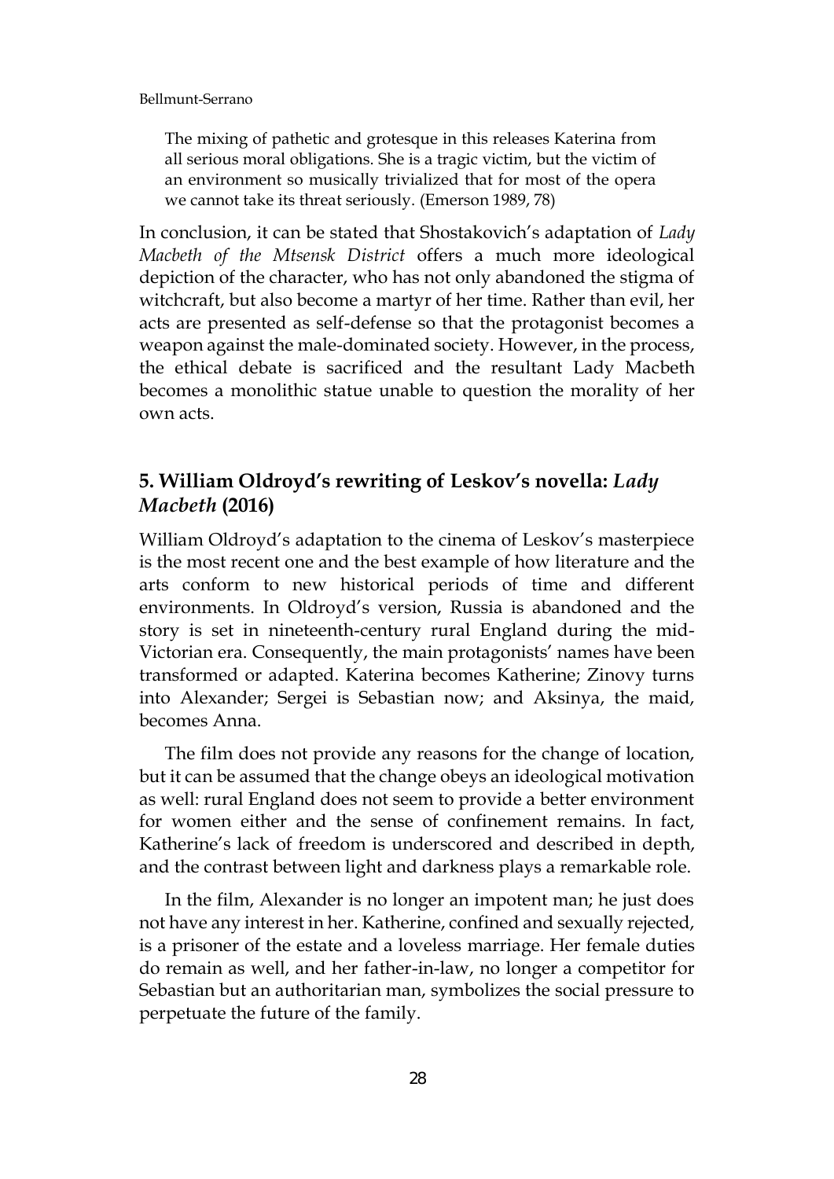> The mixing of pathetic and grotesque in this releases Katerina from all serious moral obligations. She is a tragic victim, but the victim of an environment so musically trivialized that for most of the opera we cannot take its threat seriously. (Emerson 1989, 78)

In conclusion, it can be stated that Shostakovich's adaptation of *Lady Macbeth of the Mtsensk District* offers a much more ideological depiction of the character, who has not only abandoned the stigma of witchcraft, but also become a martyr of her time. Rather than evil, her acts are presented as self-defense so that the protagonist becomes a weapon against the male-dominated society. However, in the process, the ethical debate is sacrificed and the resultant Lady Macbeth becomes a monolithic statue unable to question the morality of her own acts.

## 5. William Oldroyd's rewriting of Leskov's novella: *Lady Macbeth* (2016)

William Oldroyd's adaptation to the cinema of Leskov's masterpiece is the most recent one and the best example of how literature and the arts conform to new historical periods of time and different environments. In Oldroyd's version, Russia is abandoned and the story is set in nineteenth-century rural England during the mid-Victorian era. Consequently, the main protagonists' names have been transformed or adapted. Katerina becomes Katherine; Zinovy turns into Alexander; Sergei is Sebastian now; and Aksinya, the maid, becomes Anna.

The film does not provide any reasons for the change of location, but it can be assumed that the change obeys an ideological motivation as well: rural England does not seem to provide a better environment for women either and the sense of confinement remains. In fact, Katherine's lack of freedom is underscored and described in depth, and the contrast between light and darkness plays a remarkable role.

In the film, Alexander is no longer an impotent man; he just does not have any interest in her. Katherine, confined and sexually rejected, is a prisoner of the estate and a loveless marriage. Her female duties do remain as well, and her father-in-law, no longer a competitor for Sebastian but an authoritarian man, symbolizes the social pressure to perpetuate the future of the family.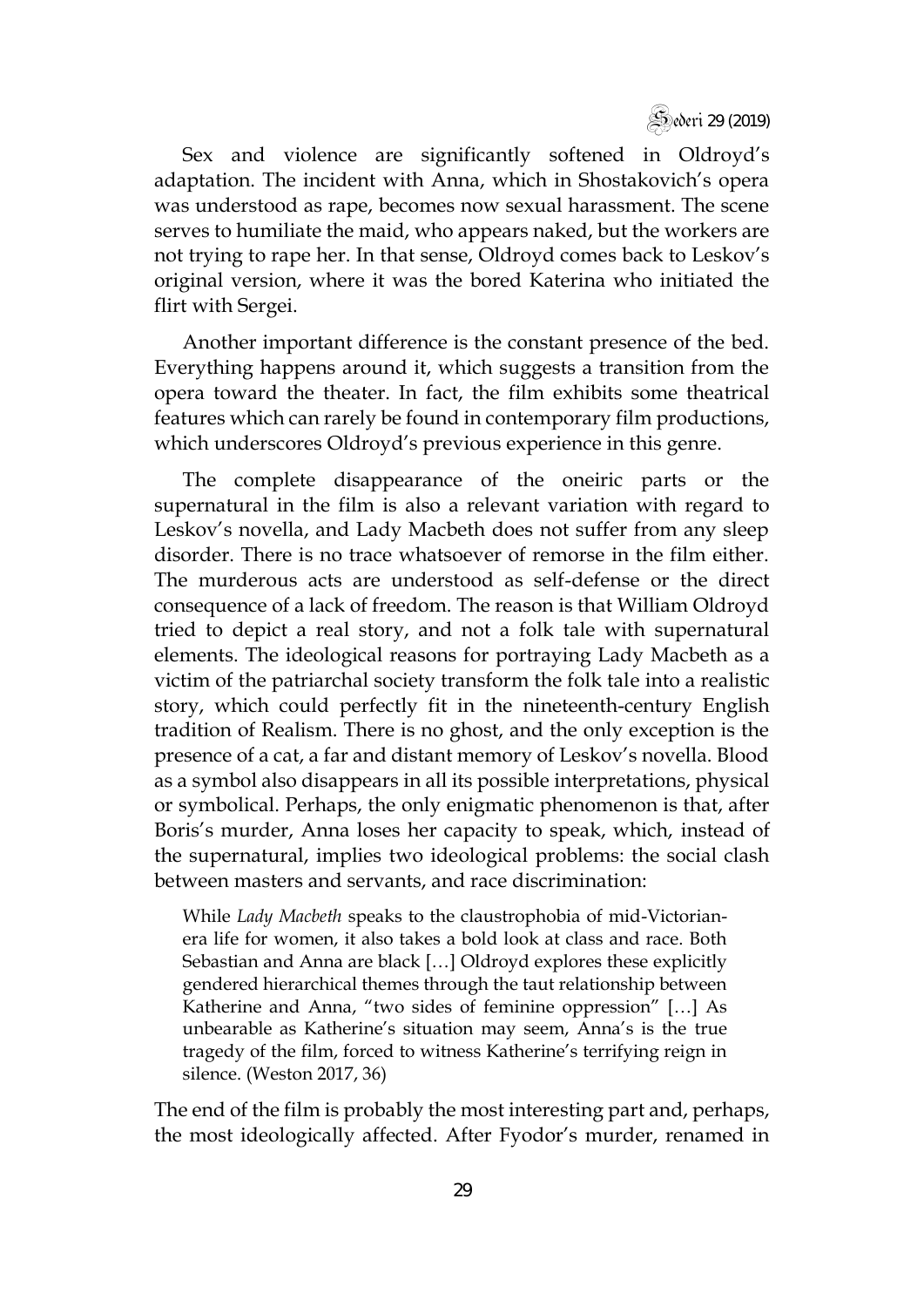Sex and violence are significantly softened in Oldroyd's adaptation. The incident with Anna, which in Shostakovich's opera was understood as rape, becomes now sexual harassment. The scene serves to humiliate the maid, who appears naked, but the workers are not trying to rape her. In that sense, Oldroyd comes back to Leskov's original version, where it was the bored Katerina who initiated the flirt with Sergei.

Another important difference is the constant presence of the bed. Everything happens around it, which suggests a transition from the opera toward the theater. In fact, the film exhibits some theatrical features which can rarely be found in contemporary film productions, which underscores Oldroyd's previous experience in this genre.

The complete disappearance of the oneiric parts or the supernatural in the film is also a relevant variation with regard to Leskov's novella, and Lady Macbeth does not suffer from any sleep disorder. There is no trace whatsoever of remorse in the film either. The murderous acts are understood as self-defense or the direct consequence of a lack of freedom. The reason is that William Oldroyd tried to depict a real story, and not a folk tale with supernatural elements. The ideological reasons for portraying Lady Macbeth as a victim of the patriarchal society transform the folk tale into a realistic story, which could perfectly fit in the nineteenth-century English tradition of Realism. There is no ghost, and the only exception is the presence of a cat, a far and distant memory of Leskov's novella. Blood as a symbol also disappears in all its possible interpretations, physical or symbolical. Perhaps, the only enigmatic phenomenon is that, after Boris's murder, Anna loses her capacity to speak, which, instead of the supernatural, implies two ideological problems: the social clash between masters and servants, and race discrimination:

> While *Lady Macbeth* speaks to the claustrophobia of mid-Victorian-era life for women, it also takes a bold look at class and race. Both Sebastian and Anna are black […] Oldroyd explores these explicitly gendered hierarchical themes through the taut relationship between Katherine and Anna, "two sides of feminine oppression" […] As unbearable as Katherine's situation may seem, Anna's is the true tragedy of the film, forced to witness Katherine's terrifying reign in silence. (Weston 2017, 36)

The end of the film is probably the most interesting part and, perhaps, the most ideologically affected. After Fyodor's murder, renamed in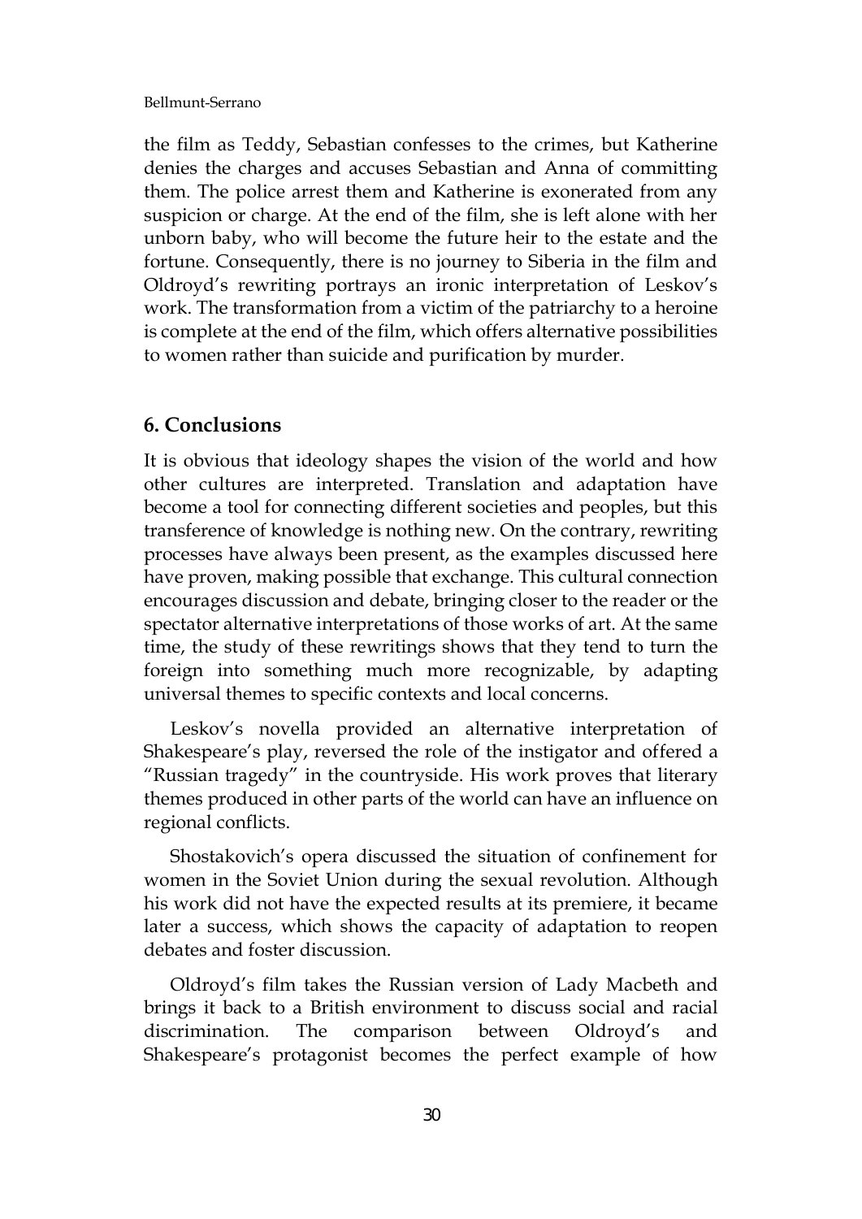the film as Teddy, Sebastian confesses to the crimes, but Katherine denies the charges and accuses Sebastian and Anna of committing them. The police arrest them and Katherine is exonerated from any suspicion or charge. At the end of the film, she is left alone with her unborn baby, who will become the future heir to the estate and the fortune. Consequently, there is no journey to Siberia in the film and Oldroyd's rewriting portrays an ironic interpretation of Leskov's work. The transformation from a victim of the patriarchy to a heroine is complete at the end of the film, which offers alternative possibilities to women rather than suicide and purification by murder.

## 6. Conclusions

It is obvious that ideology shapes the vision of the world and how other cultures are interpreted. Translation and adaptation have become a tool for connecting different societies and peoples, but this transference of knowledge is nothing new. On the contrary, rewriting processes have always been present, as the examples discussed here have proven, making possible that exchange. This cultural connection encourages discussion and debate, bringing closer to the reader or the spectator alternative interpretations of those works of art. At the same time, the study of these rewritings shows that they tend to turn the foreign into something much more recognizable, by adapting universal themes to specific contexts and local concerns.

Leskov's novella provided an alternative interpretation of Shakespeare's play, reversed the role of the instigator and offered a "Russian tragedy" in the countryside. His work proves that literary themes produced in other parts of the world can have an influence on regional conflicts.

Shostakovich's opera discussed the situation of confinement for women in the Soviet Union during the sexual revolution. Although his work did not have the expected results at its premiere, it became later a success, which shows the capacity of adaptation to reopen debates and foster discussion.

Oldroyd's film takes the Russian version of Lady Macbeth and brings it back to a British environment to discuss social and racial discrimination. The comparison between Oldroyd's and Shakespeare's protagonist becomes the perfect example of how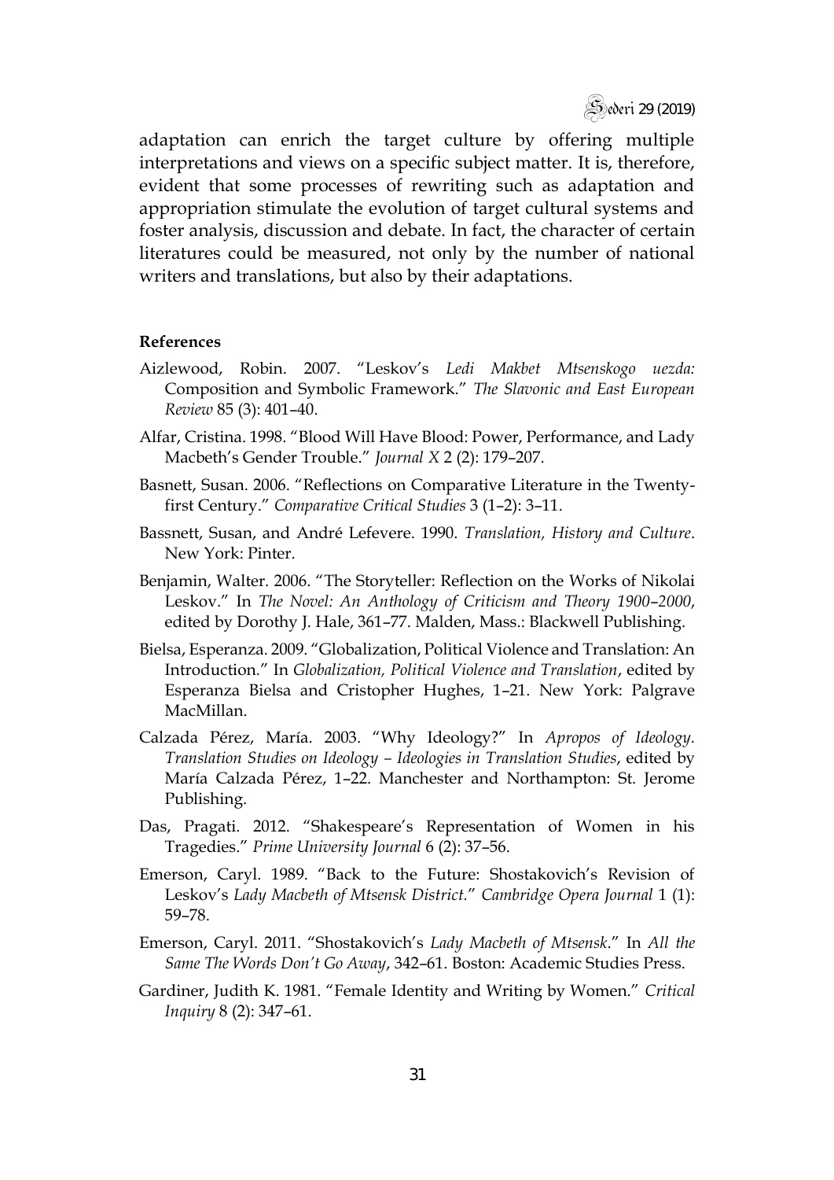adaptation can enrich the target culture by offering multiple interpretations and views on a specific subject matter. It is, therefore, evident that some processes of rewriting such as adaptation and appropriation stimulate the evolution of target cultural systems and foster analysis, discussion and debate. In fact, the character of certain literatures could be measured, not only by the number of national writers and translations, but also by their adaptations.

**References**

Aizlewood, Robin. 2007. "Leskov's *Ledi Makbet Mtsenskogo uezda:* Composition and Symbolic Framework." *The Slavonic and East European Review* 85 (3): 401–40.

Alfar, Cristina. 1998. "Blood Will Have Blood: Power, Performance, and Lady Macbeth's Gender Trouble." *Journal X* 2 (2): 179–207.

Basnett, Susan. 2006. "Reflections on Comparative Literature in the Twenty-first Century." *Comparative Critical Studies* 3 (1–2): 3–11.

Bassnett, Susan, and André Lefevere. 1990. *Translation, History and Culture*. New York: Pinter.

Benjamin, Walter. 2006. "The Storyteller: Reflection on the Works of Nikolai Leskov." In *The Novel: An Anthology of Criticism and Theory 1900–2000*, edited by Dorothy J. Hale, 361–77. Malden, Mass.: Blackwell Publishing.

Bielsa, Esperanza. 2009. "Globalization, Political Violence and Translation: An Introduction." In *Globalization, Political Violence and Translation*, edited by Esperanza Bielsa and Cristopher Hughes, 1–21. New York: Palgrave MacMillan.

Calzada Pérez, María. 2003. "Why Ideology?" In *Apropos of Ideology. Translation Studies on Ideology – Ideologies in Translation Studies*, edited by María Calzada Pérez, 1–22. Manchester and Northampton: St. Jerome Publishing.

Das, Pragati. 2012. "Shakespeare's Representation of Women in his Tragedies." *Prime University Journal* 6 (2): 37–56.

Emerson, Caryl. 1989. "Back to the Future: Shostakovich's Revision of Leskov's *Lady Macbeth of Mtsensk District*." *Cambridge Opera Journal* 1 (1): 59–78.

Emerson, Caryl. 2011. "Shostakovich's *Lady Macbeth of Mtsensk*." In *All the Same The Words Don't Go Away*, 342–61. Boston: Academic Studies Press.

Gardiner, Judith K. 1981. "Female Identity and Writing by Women." *Critical Inquiry* 8 (2): 347–61.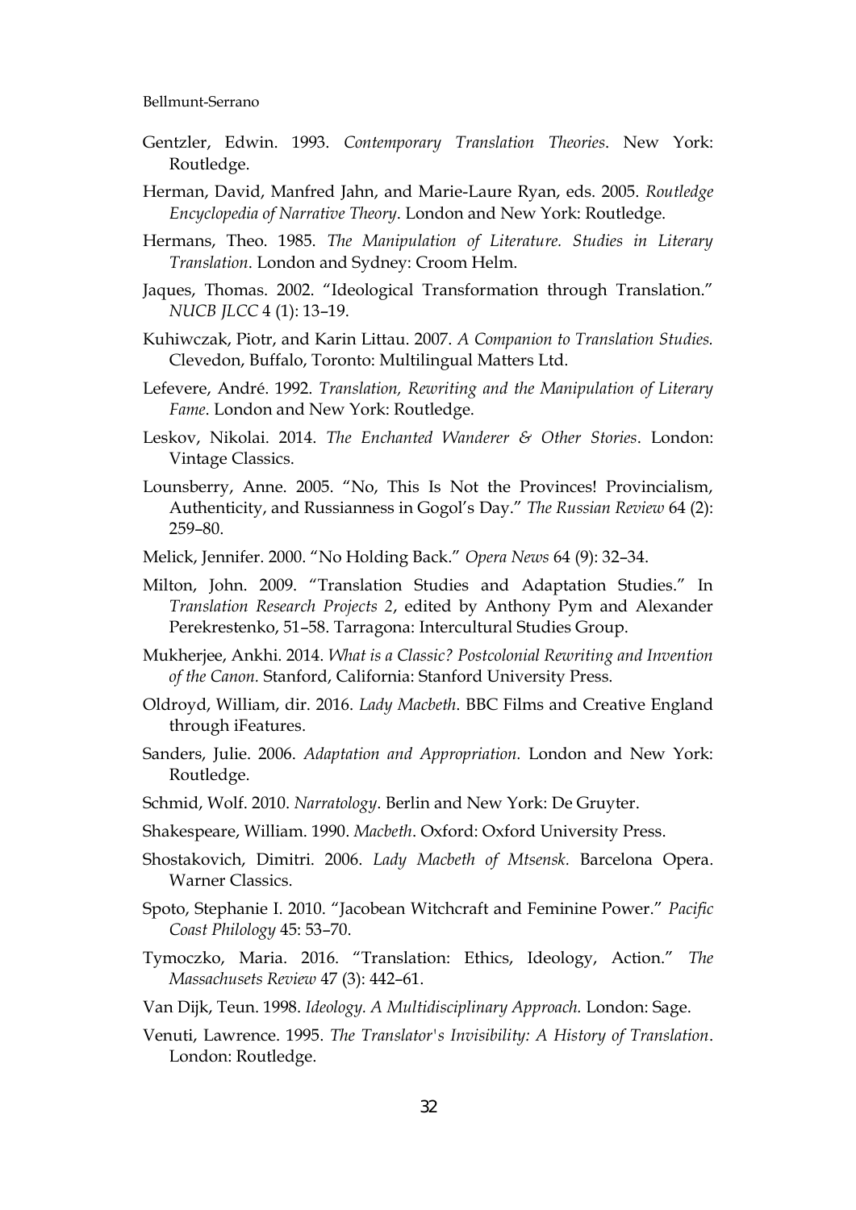Gentzler, Edwin. 1993. *Contemporary Translation Theories*. New York: Routledge.

Herman, David, Manfred Jahn, and Marie-Laure Ryan, eds. 2005. *Routledge Encyclopedia of Narrative Theory*. London and New York: Routledge.

Hermans, Theo. 1985. *The Manipulation of Literature. Studies in Literary Translation*. London and Sydney: Croom Helm.

Jaques, Thomas. 2002. "Ideological Transformation through Translation." *NUCB JLCC* 4 (1): 13–19.

Kuhiwczak, Piotr, and Karin Littau. 2007. *A Companion to Translation Studies.* Clevedon, Buffalo, Toronto: Multilingual Matters Ltd.

Lefevere, André. 1992. *Translation, Rewriting and the Manipulation of Literary Fame*. London and New York: Routledge.

Leskov, Nikolai. 2014. *The Enchanted Wanderer & Other Stories*. London: Vintage Classics.

Lounsberry, Anne. 2005. "No, This Is Not the Provinces! Provincialism, Authenticity, and Russianness in Gogol's Day." *The Russian Review* 64 (2): 259–80.

Melick, Jennifer. 2000. "No Holding Back." *Opera News* 64 (9): 32–34.

Milton, John. 2009. "Translation Studies and Adaptation Studies." In *Translation Research Projects 2*, edited by Anthony Pym and Alexander Perekrestenko, 51–58. Tarragona: Intercultural Studies Group.

Mukherjee, Ankhi. 2014. *What is a Classic? Postcolonial Rewriting and Invention of the Canon.* Stanford, California: Stanford University Press.

Oldroyd, William, dir. 2016. *Lady Macbeth*. BBC Films and Creative England through iFeatures.

Sanders, Julie. 2006. *Adaptation and Appropriation*. London and New York: Routledge.

Schmid, Wolf. 2010. *Narratology*. Berlin and New York: De Gruyter.

Shakespeare, William. 1990. *Macbeth*. Oxford: Oxford University Press.

Shostakovich, Dimitri. 2006. *Lady Macbeth of Mtsensk.* Barcelona Opera. Warner Classics.

Spoto, Stephanie I. 2010. "Jacobean Witchcraft and Feminine Power." *Pacific Coast Philology* 45: 53–70.

Tymoczko, Maria. 2016. "Translation: Ethics, Ideology, Action." *The Massachusets Review* 47 (3): 442–61.

Van Dijk, Teun. 1998. *Ideology. A Multidisciplinary Approach.* London: Sage.

Venuti, Lawrence. 1995. *The Translator's Invisibility: A History of Translation*. London: Routledge.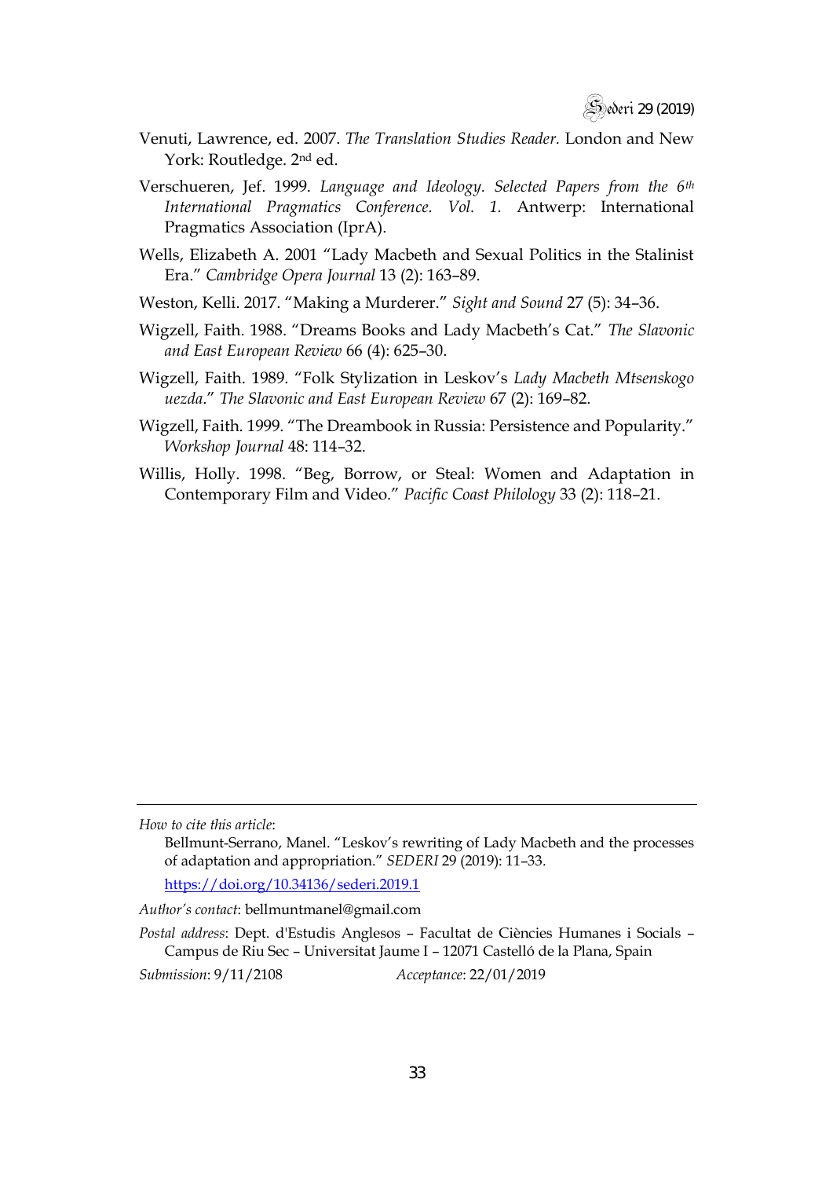Venuti, Lawrence, ed. 2007. *The Translation Studies Reader*. London and New York: Routledge. 2nd ed.

Verschueren, Jef. 1999. *Language and Ideology. Selected Papers from the 6th International Pragmatics Conference. Vol. 1.* Antwerp: International Pragmatics Association (IprA).

Wells, Elizabeth A. 2001 "Lady Macbeth and Sexual Politics in the Stalinist Era." *Cambridge Opera Journal* 13 (2): 163–89.

Weston, Kelli. 2017. "Making a Murderer." *Sight and Sound* 27 (5): 34–36.

Wigzell, Faith. 1988. "Dreams Books and Lady Macbeth's Cat." *The Slavonic and East European Review* 66 (4): 625–30.

Wigzell, Faith. 1989. "Folk Stylization in Leskov's *Lady Macbeth Mtsenskogo uezda*." *The Slavonic and East European Review* 67 (2): 169–82.

Wigzell, Faith. 1999. "The Dreambook in Russia: Persistence and Popularity." *Workshop Journal* 48: 114–32.

Willis, Holly. 1998. "Beg, Borrow, or Steal: Women and Adaptation in Contemporary Film and Video." *Pacific Coast Philology* 33 (2): 118–21.

---

*How to cite this article*:

Bellmunt-Serrano, Manel. "Leskov's rewriting of Lady Macbeth and the processes of adaptation and appropriation." *SEDERI* 29 (2019): 11–33.

https://doi.org/10.34136/sederi.2019.1

*Author's contact*: bellmuntmanel@gmail.com

*Postal address*: Dept. d'Estudis Anglesos – Facultat de Ciències Humanes i Socials – Campus de Riu Sec – Universitat Jaume I – 12071 Castelló de la Plana, Spain

*Submission*: 9/11/2108 *Acceptance*: 22/01/2019